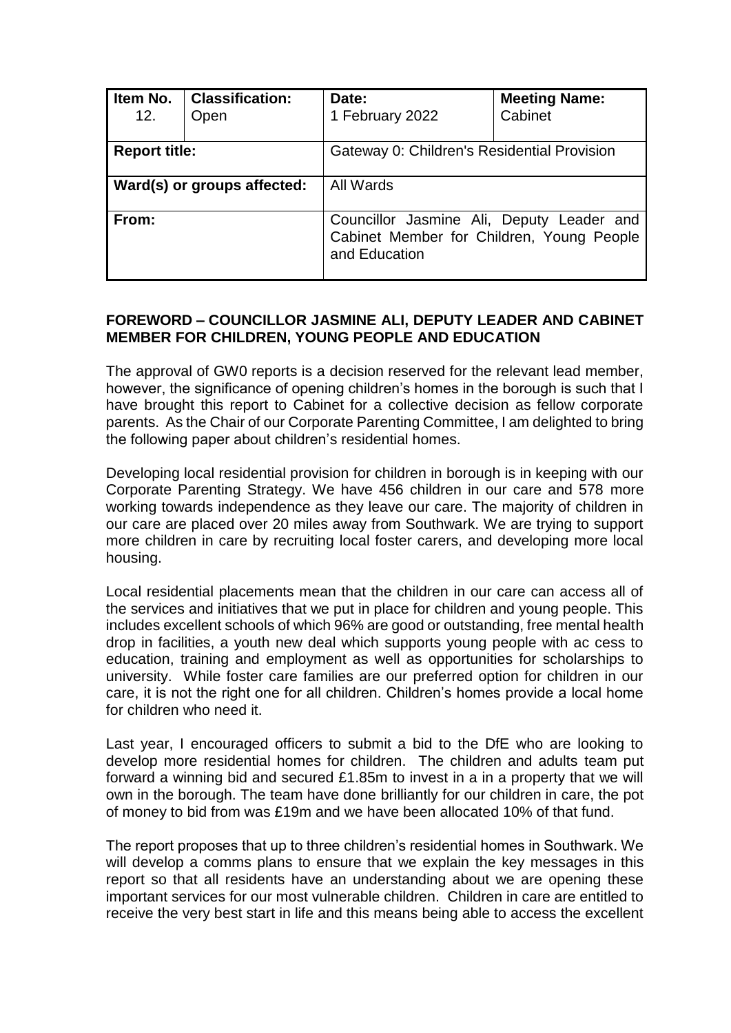| Item No. | Classification: | Date: | Meeting Name: |
| --- | --- | --- | --- |
| 12. | Open | 1 February 2022 | Cabinet |
| **Report title:** | | Gateway 0: Children's Residential Provision | |
| **Ward(s) or groups affected:** | | All Wards | |
| **From:** | | Councillor Jasmine Ali, Deputy Leader and Cabinet Member for Children, Young People and Education | |

## FOREWORD – COUNCILLOR JASMINE ALI, DEPUTY LEADER AND CABINET MEMBER FOR CHILDREN, YOUNG PEOPLE AND EDUCATION

The approval of GW0 reports is a decision reserved for the relevant lead member, however, the significance of opening children's homes in the borough is such that I have brought this report to Cabinet for a collective decision as fellow corporate parents. As the Chair of our Corporate Parenting Committee, I am delighted to bring the following paper about children's residential homes.

Developing local residential provision for children in borough is in keeping with our Corporate Parenting Strategy. We have 456 children in our care and 578 more working towards independence as they leave our care. The majority of children in our care are placed over 20 miles away from Southwark. We are trying to support more children in care by recruiting local foster carers, and developing more local housing.

Local residential placements mean that the children in our care can access all of the services and initiatives that we put in place for children and young people. This includes excellent schools of which 96% are good or outstanding, free mental health drop in facilities, a youth new deal which supports young people with ac cess to education, training and employment as well as opportunities for scholarships to university. While foster care families are our preferred option for children in our care, it is not the right one for all children. Children's homes provide a local home for children who need it.

Last year, I encouraged officers to submit a bid to the DfE who are looking to develop more residential homes for children. The children and adults team put forward a winning bid and secured £1.85m to invest in a in a property that we will own in the borough. The team have done brilliantly for our children in care, the pot of money to bid from was £19m and we have been allocated 10% of that fund.

The report proposes that up to three children's residential homes in Southwark. We will develop a comms plans to ensure that we explain the key messages in this report so that all residents have an understanding about we are opening these important services for our most vulnerable children. Children in care are entitled to receive the very best start in life and this means being able to access the excellent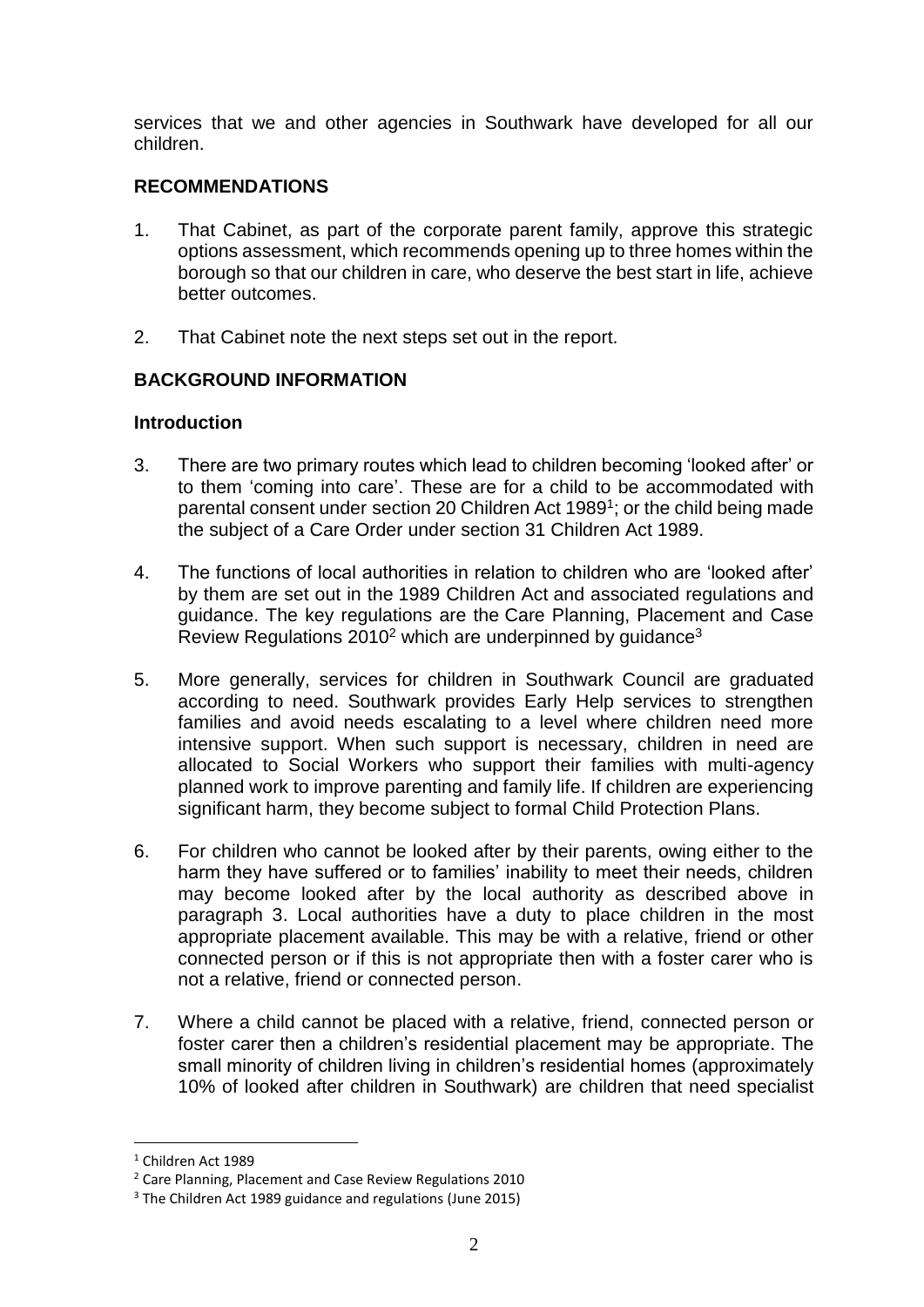services that we and other agencies in Southwark have developed for all our children.

## RECOMMENDATIONS

1. That Cabinet, as part of the corporate parent family, approve this strategic options assessment, which recommends opening up to three homes within the borough so that our children in care, who deserve the best start in life, achieve better outcomes.

2. That Cabinet note the next steps set out in the report.

## BACKGROUND INFORMATION

### Introduction

3. There are two primary routes which lead to children becoming 'looked after' or to them 'coming into care'. These are for a child to be accommodated with parental consent under section 20 Children Act 1989[1]; or the child being made the subject of a Care Order under section 31 Children Act 1989.

4. The functions of local authorities in relation to children who are 'looked after' by them are set out in the 1989 Children Act and associated regulations and guidance. The key regulations are the Care Planning, Placement and Case Review Regulations 2010[2] which are underpinned by guidance[3]

5. More generally, services for children in Southwark Council are graduated according to need. Southwark provides Early Help services to strengthen families and avoid needs escalating to a level where children need more intensive support. When such support is necessary, children in need are allocated to Social Workers who support their families with multi-agency planned work to improve parenting and family life. If children are experiencing significant harm, they become subject to formal Child Protection Plans.

6. For children who cannot be looked after by their parents, owing either to the harm they have suffered or to families' inability to meet their needs, children may become looked after by the local authority as described above in paragraph 3. Local authorities have a duty to place children in the most appropriate placement available. This may be with a relative, friend or other connected person or if this is not appropriate then with a foster carer who is not a relative, friend or connected person.

7. Where a child cannot be placed with a relative, friend, connected person or foster carer then a children's residential placement may be appropriate. The small minority of children living in children's residential homes (approximately 10% of looked after children in Southwark) are children that need specialist

---

[1] Children Act 1989

[2] Care Planning, Placement and Case Review Regulations 2010

[3] The Children Act 1989 guidance and regulations (June 2015)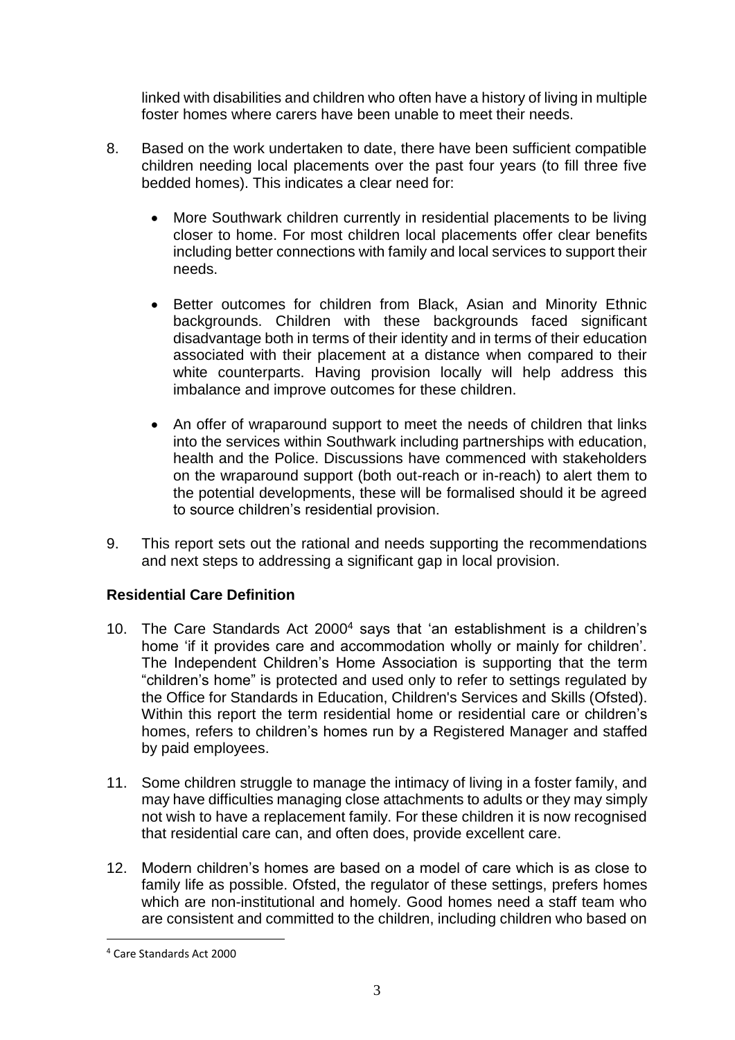linked with disabilities and children who often have a history of living in multiple foster homes where carers have been unable to meet their needs.

8. Based on the work undertaken to date, there have been sufficient compatible children needing local placements over the past four years (to fill three five bedded homes). This indicates a clear need for:

   - More Southwark children currently in residential placements to be living closer to home. For most children local placements offer clear benefits including better connections with family and local services to support their needs.

   - Better outcomes for children from Black, Asian and Minority Ethnic backgrounds. Children with these backgrounds faced significant disadvantage both in terms of their identity and in terms of their education associated with their placement at a distance when compared to their white counterparts. Having provision locally will help address this imbalance and improve outcomes for these children.

   - An offer of wraparound support to meet the needs of children that links into the services within Southwark including partnerships with education, health and the Police. Discussions have commenced with stakeholders on the wraparound support (both out-reach or in-reach) to alert them to the potential developments, these will be formalised should it be agreed to source children's residential provision.

9. This report sets out the rational and needs supporting the recommendations and next steps to addressing a significant gap in local provision.

**Residential Care Definition**

10. The Care Standards Act 2000[4] says that 'an establishment is a children's home 'if it provides care and accommodation wholly or mainly for children'. The Independent Children's Home Association is supporting that the term "children's home" is protected and used only to refer to settings regulated by the Office for Standards in Education, Children's Services and Skills (Ofsted). Within this report the term residential home or residential care or children's homes, refers to children's homes run by a Registered Manager and staffed by paid employees.

11. Some children struggle to manage the intimacy of living in a foster family, and may have difficulties managing close attachments to adults or they may simply not wish to have a replacement family. For these children it is now recognised that residential care can, and often does, provide excellent care.

12. Modern children's homes are based on a model of care which is as close to family life as possible. Ofsted, the regulator of these settings, prefers homes which are non-institutional and homely. Good homes need a staff team who are consistent and committed to the children, including children who based on

[4] Care Standards Act 2000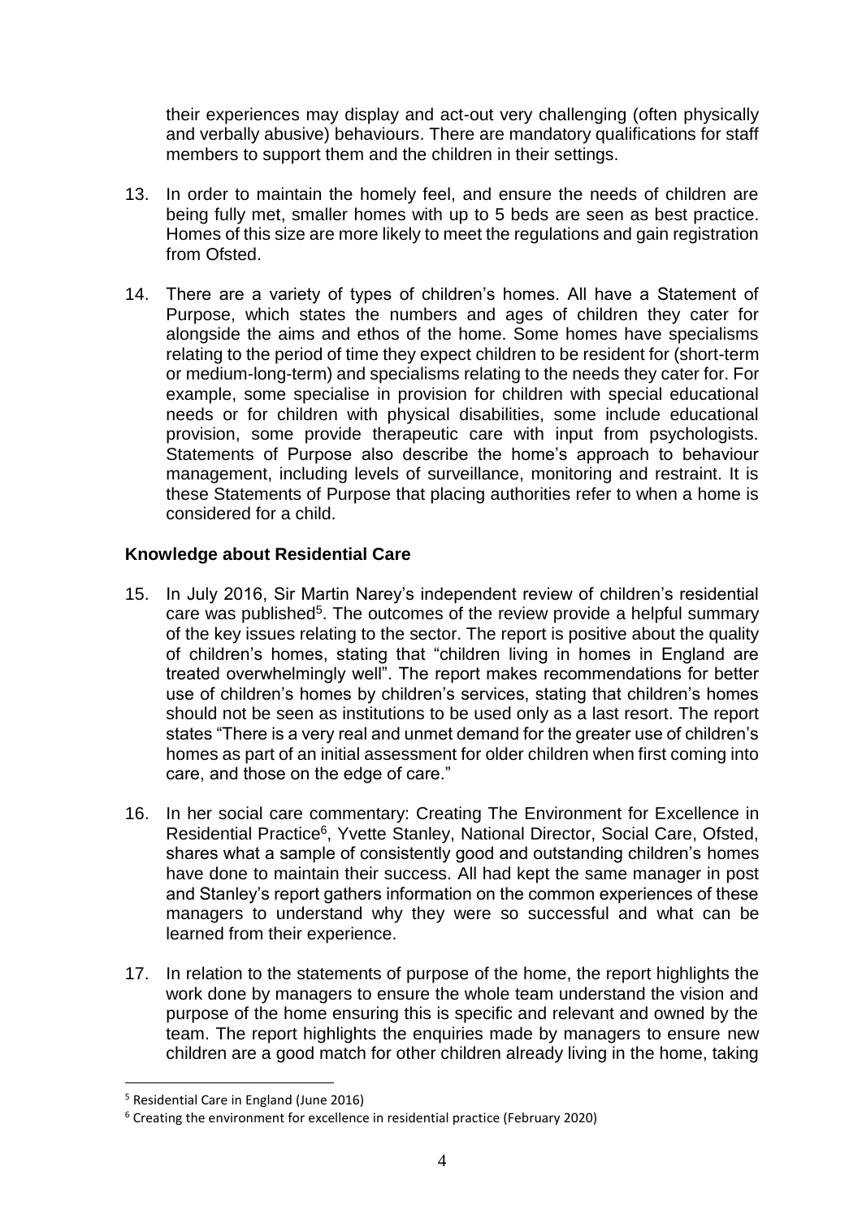their experiences may display and act-out very challenging (often physically and verbally abusive) behaviours. There are mandatory qualifications for staff members to support them and the children in their settings.

13. In order to maintain the homely feel, and ensure the needs of children are being fully met, smaller homes with up to 5 beds are seen as best practice. Homes of this size are more likely to meet the regulations and gain registration from Ofsted.

14. There are a variety of types of children's homes. All have a Statement of Purpose, which states the numbers and ages of children they cater for alongside the aims and ethos of the home. Some homes have specialisms relating to the period of time they expect children to be resident for (short-term or medium-long-term) and specialisms relating to the needs they cater for. For example, some specialise in provision for children with special educational needs or for children with physical disabilities, some include educational provision, some provide therapeutic care with input from psychologists. Statements of Purpose also describe the home's approach to behaviour management, including levels of surveillance, monitoring and restraint. It is these Statements of Purpose that placing authorities refer to when a home is considered for a child.

**Knowledge about Residential Care**

15. In July 2016, Sir Martin Narey's independent review of children's residential care was published[5]. The outcomes of the review provide a helpful summary of the key issues relating to the sector. The report is positive about the quality of children's homes, stating that "children living in homes in England are treated overwhelmingly well". The report makes recommendations for better use of children's homes by children's services, stating that children's homes should not be seen as institutions to be used only as a last resort. The report states "There is a very real and unmet demand for the greater use of children's homes as part of an initial assessment for older children when first coming into care, and those on the edge of care."

16. In her social care commentary: Creating The Environment for Excellence in Residential Practice[6], Yvette Stanley, National Director, Social Care, Ofsted, shares what a sample of consistently good and outstanding children's homes have done to maintain their success. All had kept the same manager in post and Stanley's report gathers information on the common experiences of these managers to understand why they were so successful and what can be learned from their experience.

17. In relation to the statements of purpose of the home, the report highlights the work done by managers to ensure the whole team understand the vision and purpose of the home ensuring this is specific and relevant and owned by the team. The report highlights the enquiries made by managers to ensure new children are a good match for other children already living in the home, taking

---

[5] Residential Care in England (June 2016)

[6] Creating the environment for excellence in residential practice (February 2020)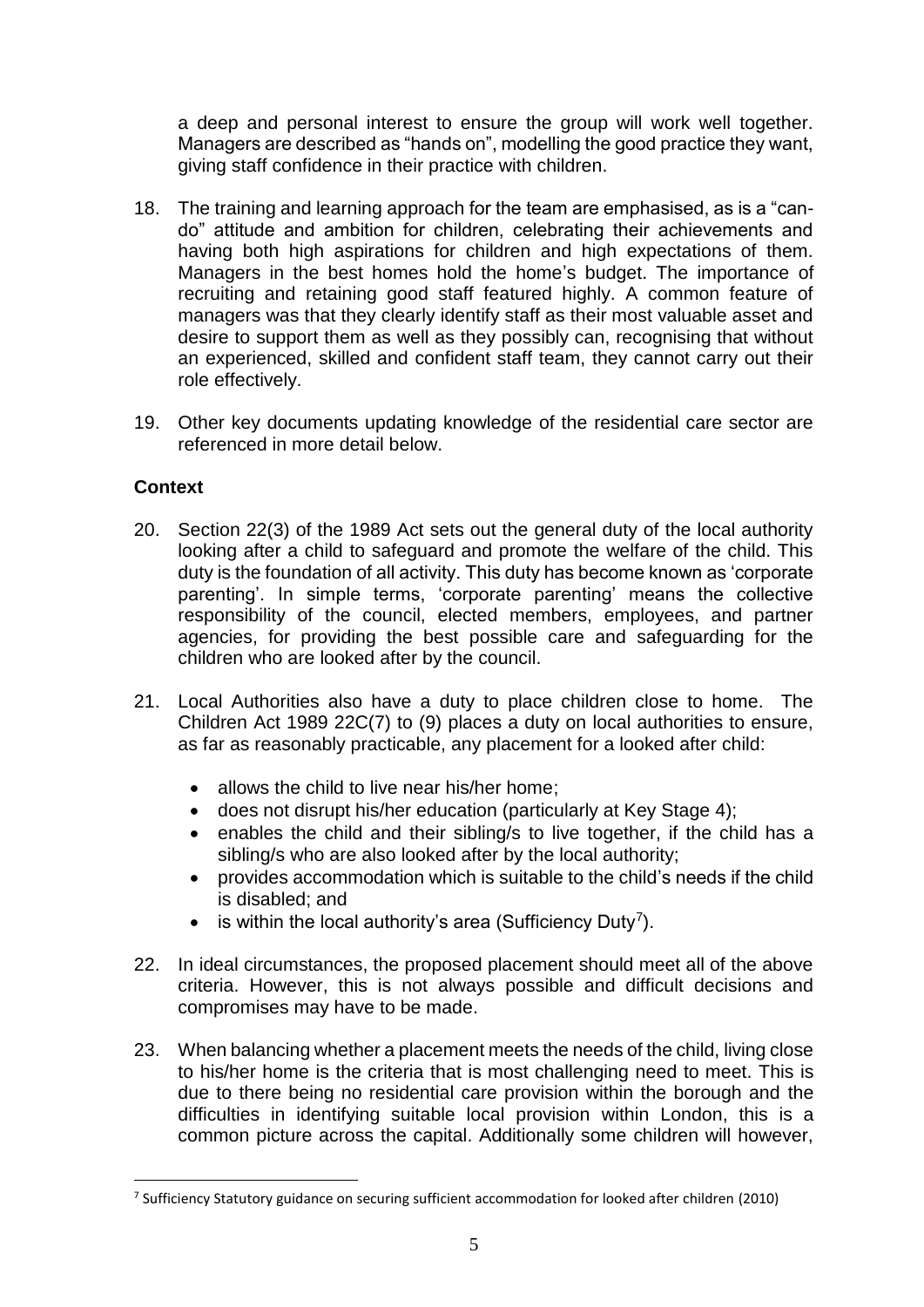a deep and personal interest to ensure the group will work well together. Managers are described as "hands on", modelling the good practice they want, giving staff confidence in their practice with children.

18. The training and learning approach for the team are emphasised, as is a "can-do" attitude and ambition for children, celebrating their achievements and having both high aspirations for children and high expectations of them. Managers in the best homes hold the home's budget. The importance of recruiting and retaining good staff featured highly. A common feature of managers was that they clearly identify staff as their most valuable asset and desire to support them as well as they possibly can, recognising that without an experienced, skilled and confident staff team, they cannot carry out their role effectively.

19. Other key documents updating knowledge of the residential care sector are referenced in more detail below.

**Context**

20. Section 22(3) of the 1989 Act sets out the general duty of the local authority looking after a child to safeguard and promote the welfare of the child. This duty is the foundation of all activity. This duty has become known as 'corporate parenting'. In simple terms, 'corporate parenting' means the collective responsibility of the council, elected members, employees, and partner agencies, for providing the best possible care and safeguarding for the children who are looked after by the council.

21. Local Authorities also have a duty to place children close to home. The Children Act 1989 22C(7) to (9) places a duty on local authorities to ensure, as far as reasonably practicable, any placement for a looked after child:

    - allows the child to live near his/her home;
    - does not disrupt his/her education (particularly at Key Stage 4);
    - enables the child and their sibling/s to live together, if the child has a sibling/s who are also looked after by the local authority;
    - provides accommodation which is suitable to the child's needs if the child is disabled; and
    - is within the local authority's area (Sufficiency Duty[7]).

22. In ideal circumstances, the proposed placement should meet all of the above criteria. However, this is not always possible and difficult decisions and compromises may have to be made.

23. When balancing whether a placement meets the needs of the child, living close to his/her home is the criteria that is most challenging need to meet. This is due to there being no residential care provision within the borough and the difficulties in identifying suitable local provision within London, this is a common picture across the capital. Additionally some children will however,

[7] Sufficiency Statutory guidance on securing sufficient accommodation for looked after children (2010)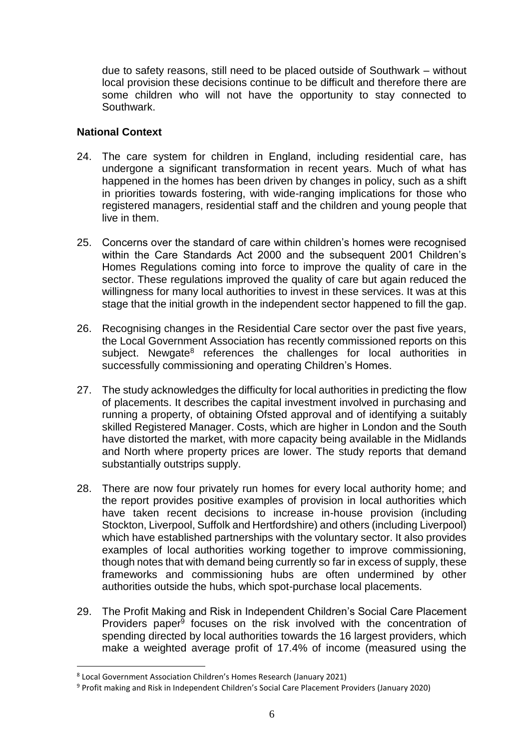due to safety reasons, still need to be placed outside of Southwark – without local provision these decisions continue to be difficult and therefore there are some children who will not have the opportunity to stay connected to Southwark.

**National Context**

24. The care system for children in England, including residential care, has undergone a significant transformation in recent years. Much of what has happened in the homes has been driven by changes in policy, such as a shift in priorities towards fostering, with wide-ranging implications for those who registered managers, residential staff and the children and young people that live in them.

25. Concerns over the standard of care within children's homes were recognised within the Care Standards Act 2000 and the subsequent 2001 Children's Homes Regulations coming into force to improve the quality of care in the sector. These regulations improved the quality of care but again reduced the willingness for many local authorities to invest in these services. It was at this stage that the initial growth in the independent sector happened to fill the gap.

26. Recognising changes in the Residential Care sector over the past five years, the Local Government Association has recently commissioned reports on this subject. Newgate[8] references the challenges for local authorities in successfully commissioning and operating Children's Homes.

27. The study acknowledges the difficulty for local authorities in predicting the flow of placements. It describes the capital investment involved in purchasing and running a property, of obtaining Ofsted approval and of identifying a suitably skilled Registered Manager. Costs, which are higher in London and the South have distorted the market, with more capacity being available in the Midlands and North where property prices are lower. The study reports that demand substantially outstrips supply.

28. There are now four privately run homes for every local authority home; and the report provides positive examples of provision in local authorities which have taken recent decisions to increase in-house provision (including Stockton, Liverpool, Suffolk and Hertfordshire) and others (including Liverpool) which have established partnerships with the voluntary sector. It also provides examples of local authorities working together to improve commissioning, though notes that with demand being currently so far in excess of supply, these frameworks and commissioning hubs are often undermined by other authorities outside the hubs, which spot-purchase local placements.

29. The Profit Making and Risk in Independent Children's Social Care Placement Providers paper[9] focuses on the risk involved with the concentration of spending directed by local authorities towards the 16 largest providers, which make a weighted average profit of 17.4% of income (measured using the

---

[8] Local Government Association Children's Homes Research (January 2021)

[9] Profit making and Risk in Independent Children's Social Care Placement Providers (January 2020)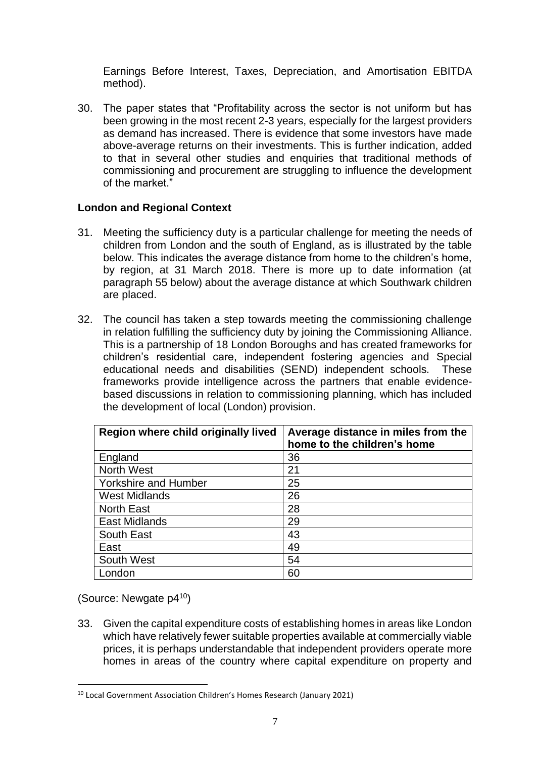Earnings Before Interest, Taxes, Depreciation, and Amortisation EBITDA method).

30. The paper states that "Profitability across the sector is not uniform but has been growing in the most recent 2-3 years, especially for the largest providers as demand has increased. There is evidence that some investors have made above-average returns on their investments. This is further indication, added to that in several other studies and enquiries that traditional methods of commissioning and procurement are struggling to influence the development of the market."

**London and Regional Context**

31. Meeting the sufficiency duty is a particular challenge for meeting the needs of children from London and the south of England, as is illustrated by the table below. This indicates the average distance from home to the children's home, by region, at 31 March 2018. There is more up to date information (at paragraph 55 below) about the average distance at which Southwark children are placed.

32. The council has taken a step towards meeting the commissioning challenge in relation fulfilling the sufficiency duty by joining the Commissioning Alliance. This is a partnership of 18 London Boroughs and has created frameworks for children's residential care, independent fostering agencies and Special educational needs and disabilities (SEND) independent schools. These frameworks provide intelligence across the partners that enable evidence-based discussions in relation to commissioning planning, which has included the development of local (London) provision.

| Region where child originally lived | Average distance in miles from the home to the children's home |
|---|---|
| England | 36 |
| North West | 21 |
| Yorkshire and Humber | 25 |
| West Midlands | 26 |
| North East | 28 |
| East Midlands | 29 |
| South East | 43 |
| East | 49 |
| South West | 54 |
| London | 60 |

(Source: Newgate p4[10])

33. Given the capital expenditure costs of establishing homes in areas like London which have relatively fewer suitable properties available at commercially viable prices, it is perhaps understandable that independent providers operate more homes in areas of the country where capital expenditure on property and

[10] Local Government Association Children's Homes Research (January 2021)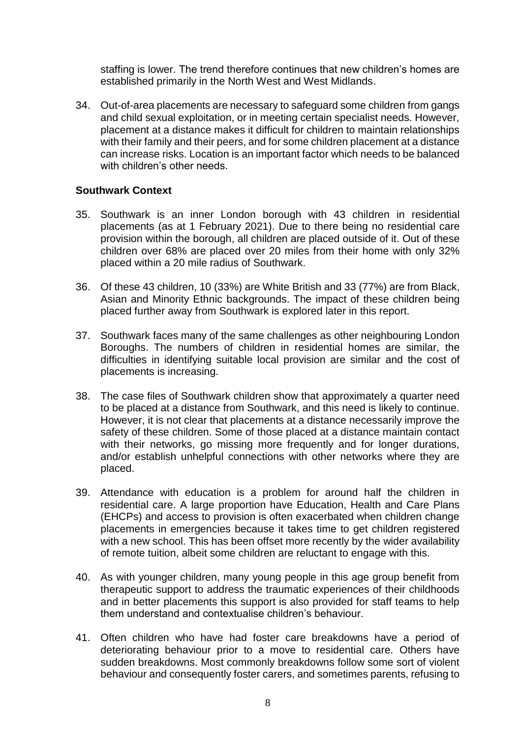staffing is lower. The trend therefore continues that new children's homes are established primarily in the North West and West Midlands.

34. Out-of-area placements are necessary to safeguard some children from gangs and child sexual exploitation, or in meeting certain specialist needs. However, placement at a distance makes it difficult for children to maintain relationships with their family and their peers, and for some children placement at a distance can increase risks. Location is an important factor which needs to be balanced with children's other needs.

**Southwark Context**

35. Southwark is an inner London borough with 43 children in residential placements (as at 1 February 2021). Due to there being no residential care provision within the borough, all children are placed outside of it. Out of these children over 68% are placed over 20 miles from their home with only 32% placed within a 20 mile radius of Southwark.

36. Of these 43 children, 10 (33%) are White British and 33 (77%) are from Black, Asian and Minority Ethnic backgrounds. The impact of these children being placed further away from Southwark is explored later in this report.

37. Southwark faces many of the same challenges as other neighbouring London Boroughs. The numbers of children in residential homes are similar, the difficulties in identifying suitable local provision are similar and the cost of placements is increasing.

38. The case files of Southwark children show that approximately a quarter need to be placed at a distance from Southwark, and this need is likely to continue. However, it is not clear that placements at a distance necessarily improve the safety of these children. Some of those placed at a distance maintain contact with their networks, go missing more frequently and for longer durations, and/or establish unhelpful connections with other networks where they are placed.

39. Attendance with education is a problem for around half the children in residential care. A large proportion have Education, Health and Care Plans (EHCPs) and access to provision is often exacerbated when children change placements in emergencies because it takes time to get children registered with a new school. This has been offset more recently by the wider availability of remote tuition, albeit some children are reluctant to engage with this.

40. As with younger children, many young people in this age group benefit from therapeutic support to address the traumatic experiences of their childhoods and in better placements this support is also provided for staff teams to help them understand and contextualise children's behaviour.

41. Often children who have had foster care breakdowns have a period of deteriorating behaviour prior to a move to residential care. Others have sudden breakdowns. Most commonly breakdowns follow some sort of violent behaviour and consequently foster carers, and sometimes parents, refusing to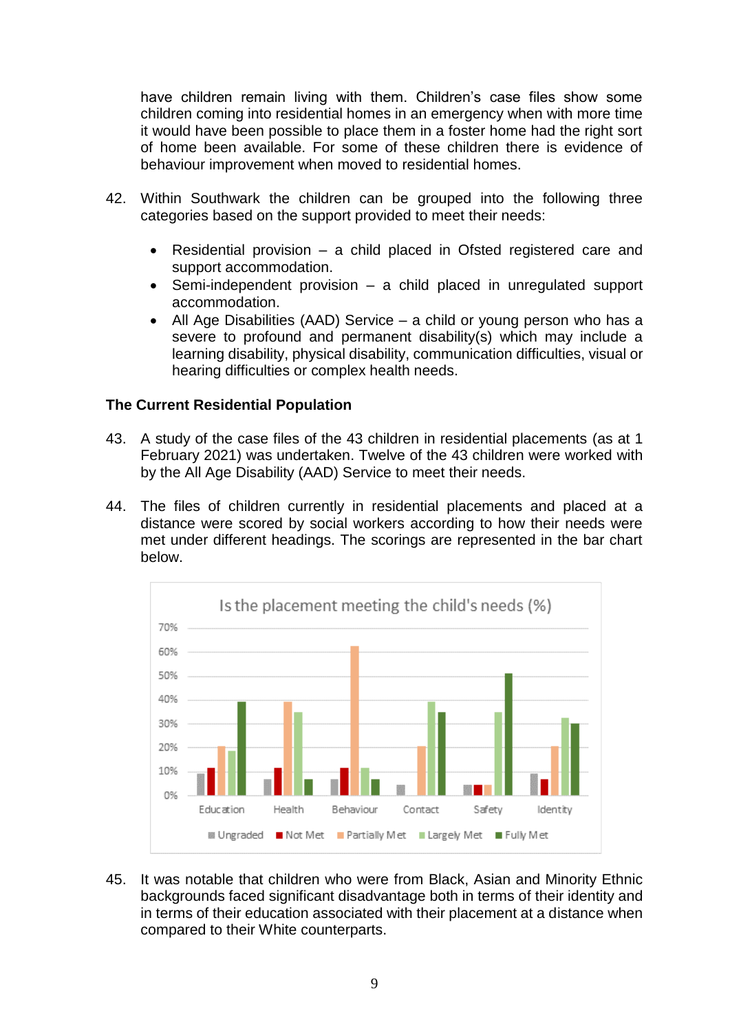have children remain living with them. Children's case files show some children coming into residential homes in an emergency when with more time it would have been possible to place them in a foster home had the right sort of home been available. For some of these children there is evidence of behaviour improvement when moved to residential homes.

42. Within Southwark the children can be grouped into the following three categories based on the support provided to meet their needs:

    - Residential provision – a child placed in Ofsted registered care and support accommodation.
    - Semi-independent provision – a child placed in unregulated support accommodation.
    - All Age Disabilities (AAD) Service – a child or young person who has a severe to profound and permanent disability(s) which may include a learning disability, physical disability, communication difficulties, visual or hearing difficulties or complex health needs.

**The Current Residential Population**

43. A study of the case files of the 43 children in residential placements (as at 1 February 2021) was undertaken. Twelve of the 43 children were worked with by the All Age Disability (AAD) Service to meet their needs.

44. The files of children currently in residential placements and placed at a distance were scored by social workers according to how their needs were met under different headings. The scorings are represented in the bar chart below.

Is the placement meeting the child's needs (%)

45. It was notable that children who were from Black, Asian and Minority Ethnic backgrounds faced significant disadvantage both in terms of their identity and in terms of their education associated with their placement at a distance when compared to their White counterparts.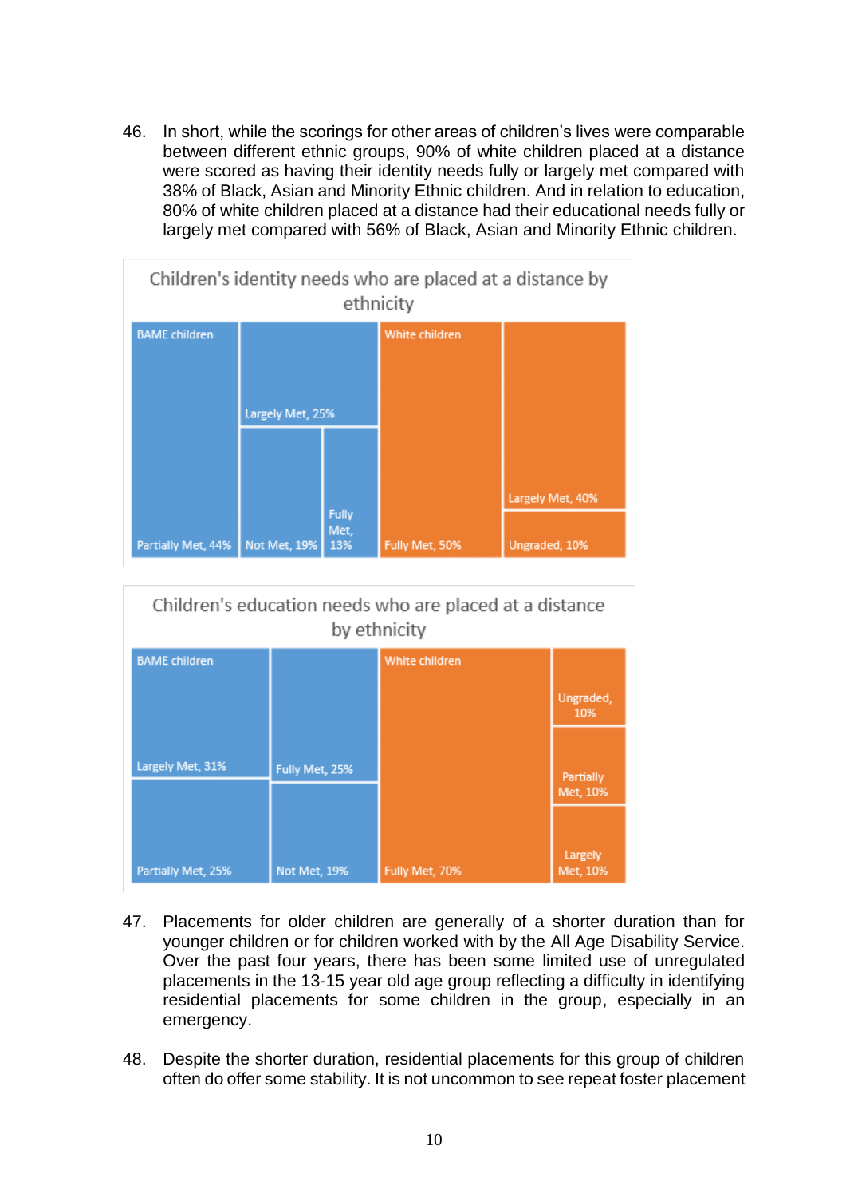46. In short, while the scorings for other areas of children's lives were comparable between different ethnic groups, 90% of white children placed at a distance were scored as having their identity needs fully or largely met compared with 38% of Black, Asian and Minority Ethnic children. And in relation to education, 80% of white children placed at a distance had their educational needs fully or largely met compared with 56% of Black, Asian and Minority Ethnic children.

Children's identity needs who are placed at a distance by ethnicity

| Group | Category | Percentage |
|---|---|---|
| BAME children | Partially Met | 44% |
| BAME children | Largely Met | 25% |
| BAME children | Not Met | 19% |
| BAME children | Fully Met | 13% |
| White children | Fully Met | 50% |
| White children | Largely Met | 40% |
| White children | Ungraded | 10% |

Children's education needs who are placed at a distance by ethnicity

| Group | Category | Percentage |
|---|---|---|
| BAME children | Largely Met | 31% |
| BAME children | Partially Met | 25% |
| BAME children | Fully Met | 25% |
| BAME children | Not Met | 19% |
| White children | Fully Met | 70% |
| White children | Ungraded | 10% |
| White children | Partially Met | 10% |
| White children | Largely Met | 10% |

47. Placements for older children are generally of a shorter duration than for younger children or for children worked with by the All Age Disability Service. Over the past four years, there has been some limited use of unregulated placements in the 13-15 year old age group reflecting a difficulty in identifying residential placements for some children in the group, especially in an emergency.

48. Despite the shorter duration, residential placements for this group of children often do offer some stability. It is not uncommon to see repeat foster placement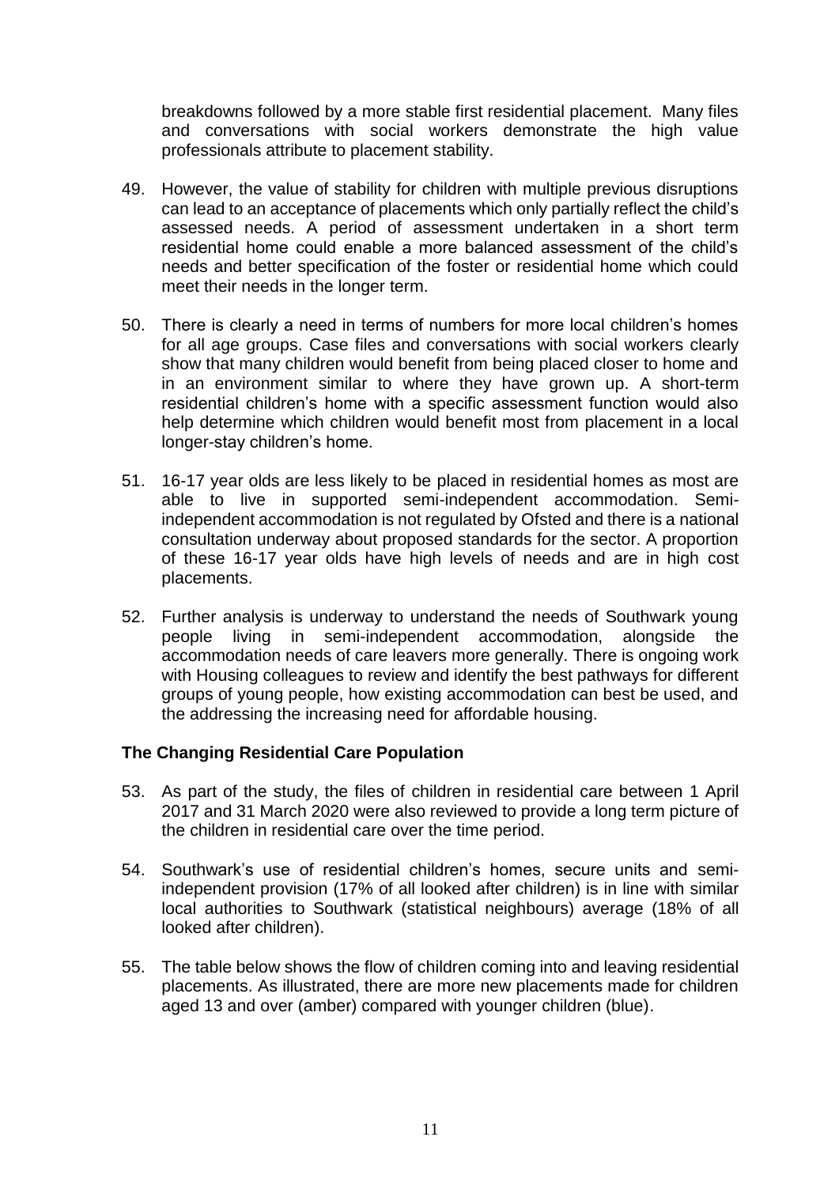breakdowns followed by a more stable first residential placement. Many files and conversations with social workers demonstrate the high value professionals attribute to placement stability.

49. However, the value of stability for children with multiple previous disruptions can lead to an acceptance of placements which only partially reflect the child's assessed needs. A period of assessment undertaken in a short term residential home could enable a more balanced assessment of the child's needs and better specification of the foster or residential home which could meet their needs in the longer term.

50. There is clearly a need in terms of numbers for more local children's homes for all age groups. Case files and conversations with social workers clearly show that many children would benefit from being placed closer to home and in an environment similar to where they have grown up. A short-term residential children's home with a specific assessment function would also help determine which children would benefit most from placement in a local longer-stay children's home.

51. 16-17 year olds are less likely to be placed in residential homes as most are able to live in supported semi-independent accommodation. Semi-independent accommodation is not regulated by Ofsted and there is a national consultation underway about proposed standards for the sector. A proportion of these 16-17 year olds have high levels of needs and are in high cost placements.

52. Further analysis is underway to understand the needs of Southwark young people living in semi-independent accommodation, alongside the accommodation needs of care leavers more generally. There is ongoing work with Housing colleagues to review and identify the best pathways for different groups of young people, how existing accommodation can best be used, and the addressing the increasing need for affordable housing.

**The Changing Residential Care Population**

53. As part of the study, the files of children in residential care between 1 April 2017 and 31 March 2020 were also reviewed to provide a long term picture of the children in residential care over the time period.

54. Southwark's use of residential children's homes, secure units and semi-independent provision (17% of all looked after children) is in line with similar local authorities to Southwark (statistical neighbours) average (18% of all looked after children).

55. The table below shows the flow of children coming into and leaving residential placements. As illustrated, there are more new placements made for children aged 13 and over (amber) compared with younger children (blue).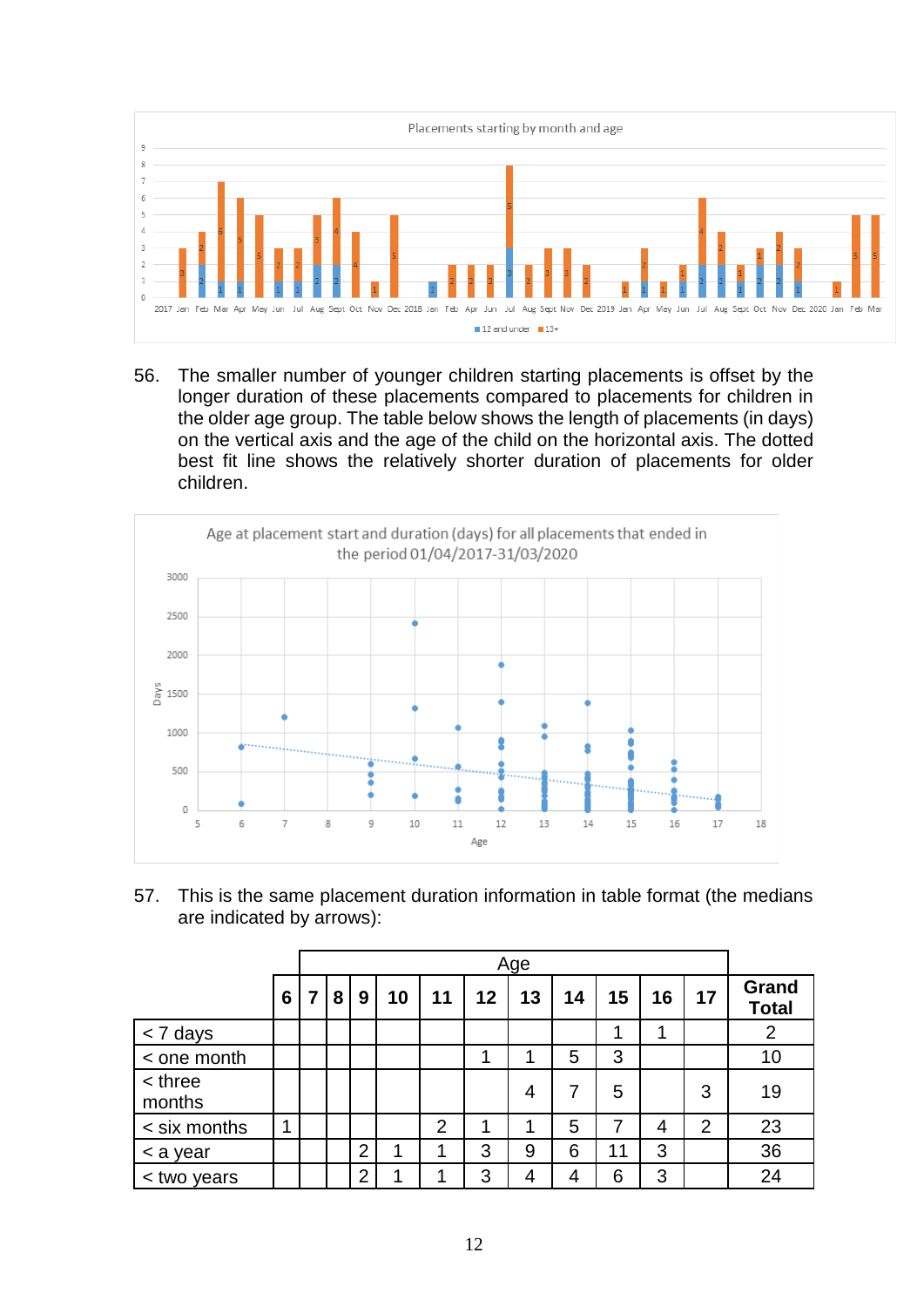Placements starting by month and age

56. The smaller number of younger children starting placements is offset by the longer duration of these placements compared to placements for children in the older age group. The table below shows the length of placements (in days) on the vertical axis and the age of the child on the horizontal axis. The dotted best fit line shows the relatively shorter duration of placements for older children.

Age at placement start and duration (days) for all placements that ended in the period 01/04/2017-31/03/2020

57. This is the same placement duration information in table format (the medians are indicated by arrows):

| | Age | | | | | | | | | | | | |
|---|---|---|---|---|---|---|---|---|---|---|---|---|---|
| | 6 | 7 | 8 | 9 | 10 | 11 | 12 | 13 | 14 | 15 | 16 | 17 | Grand Total |
| < 7 days | | | | | | | | | | 1 | 1 | | 2 |
| < one month | | | | | | | 1 | 1 | 5 | 3 | | | 10 |
| < three months | | | | | | | | 4 | 7 | 5 | | 3 | 19 |
| < six months | 1 | | | | | 2 | 1 | 1 | 5 | 7 | 4 | 2 | 23 |
| < a year | | | | 2 | 1 | 1 | 3 | 9 | 6 | 11 | 3 | | 36 |
| < two years | | | | 2 | 1 | 1 | 3 | 4 | 4 | 6 | 3 | | 24 |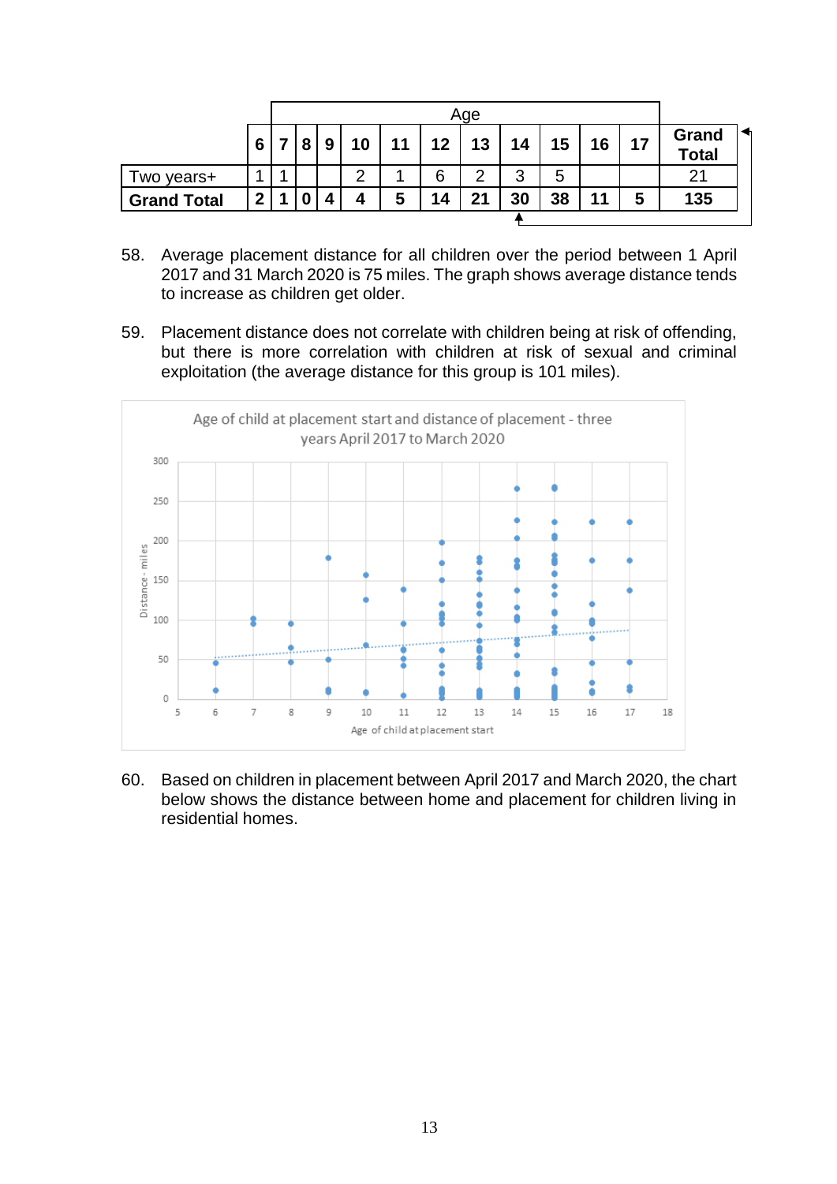| | Age | | | | | | | | | | | | |
|---|---|---|---|---|---|---|---|---|---|---|---|---|---|
| | 6 | 7 | 8 | 9 | 10 | 11 | 12 | 13 | 14 | 15 | 16 | 17 | Grand Total |
| Two years+ | 1 | 1 | | | 2 | 1 | 6 | 2 | 3 | 5 | | | 21 |
| **Grand Total** | **2** | **1** | **0** | **4** | **4** | **5** | **14** | **21** | **30** | **38** | **11** | **5** | **135** |

58. Average placement distance for all children over the period between 1 April 2017 and 31 March 2020 is 75 miles. The graph shows average distance tends to increase as children get older.

59. Placement distance does not correlate with children being at risk of offending, but there is more correlation with children at risk of sexual and criminal exploitation (the average distance for this group is 101 miles).

Age of child at placement start and distance of placement - three years April 2017 to March 2020

60. Based on children in placement between April 2017 and March 2020, the chart below shows the distance between home and placement for children living in residential homes.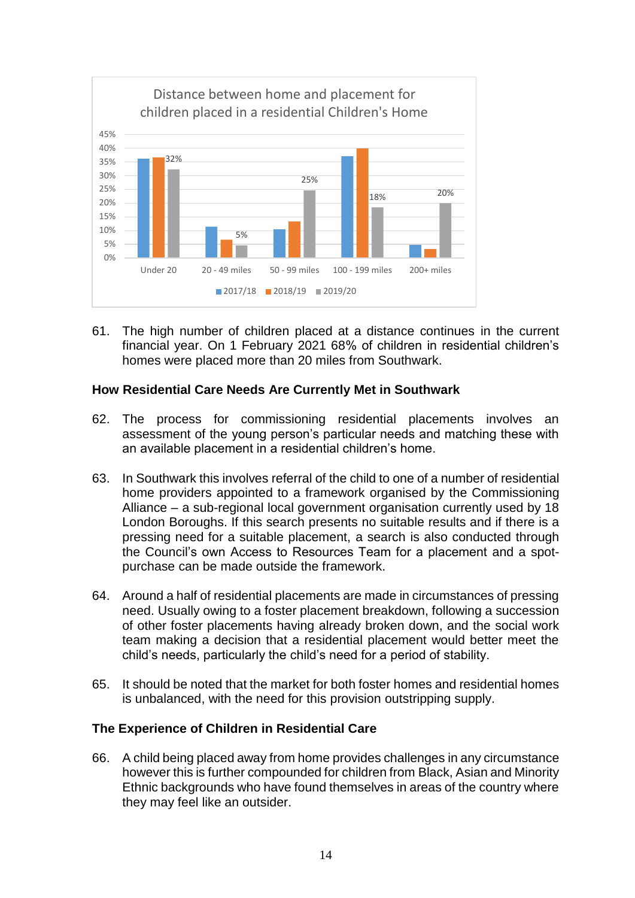Distance between home and placement for children placed in a residential Children's Home

| | 2017/18 | 2018/19 | 2019/20 |
|---|---|---|---|
| Under 20 | | | 32% |
| 20 - 49 miles | | | 5% |
| 50 - 99 miles | | | 25% |
| 100 - 199 miles | | | 18% |
| 200+ miles | | | 20% |

61. The high number of children placed at a distance continues in the current financial year. On 1 February 2021 68% of children in residential children's homes were placed more than 20 miles from Southwark.

**How Residential Care Needs Are Currently Met in Southwark**

62. The process for commissioning residential placements involves an assessment of the young person's particular needs and matching these with an available placement in a residential children's home.

63. In Southwark this involves referral of the child to one of a number of residential home providers appointed to a framework organised by the Commissioning Alliance – a sub-regional local government organisation currently used by 18 London Boroughs. If this search presents no suitable results and if there is a pressing need for a suitable placement, a search is also conducted through the Council's own Access to Resources Team for a placement and a spot-purchase can be made outside the framework.

64. Around a half of residential placements are made in circumstances of pressing need. Usually owing to a foster placement breakdown, following a succession of other foster placements having already broken down, and the social work team making a decision that a residential placement would better meet the child's needs, particularly the child's need for a period of stability.

65. It should be noted that the market for both foster homes and residential homes is unbalanced, with the need for this provision outstripping supply.

**The Experience of Children in Residential Care**

66. A child being placed away from home provides challenges in any circumstance however this is further compounded for children from Black, Asian and Minority Ethnic backgrounds who have found themselves in areas of the country where they may feel like an outsider.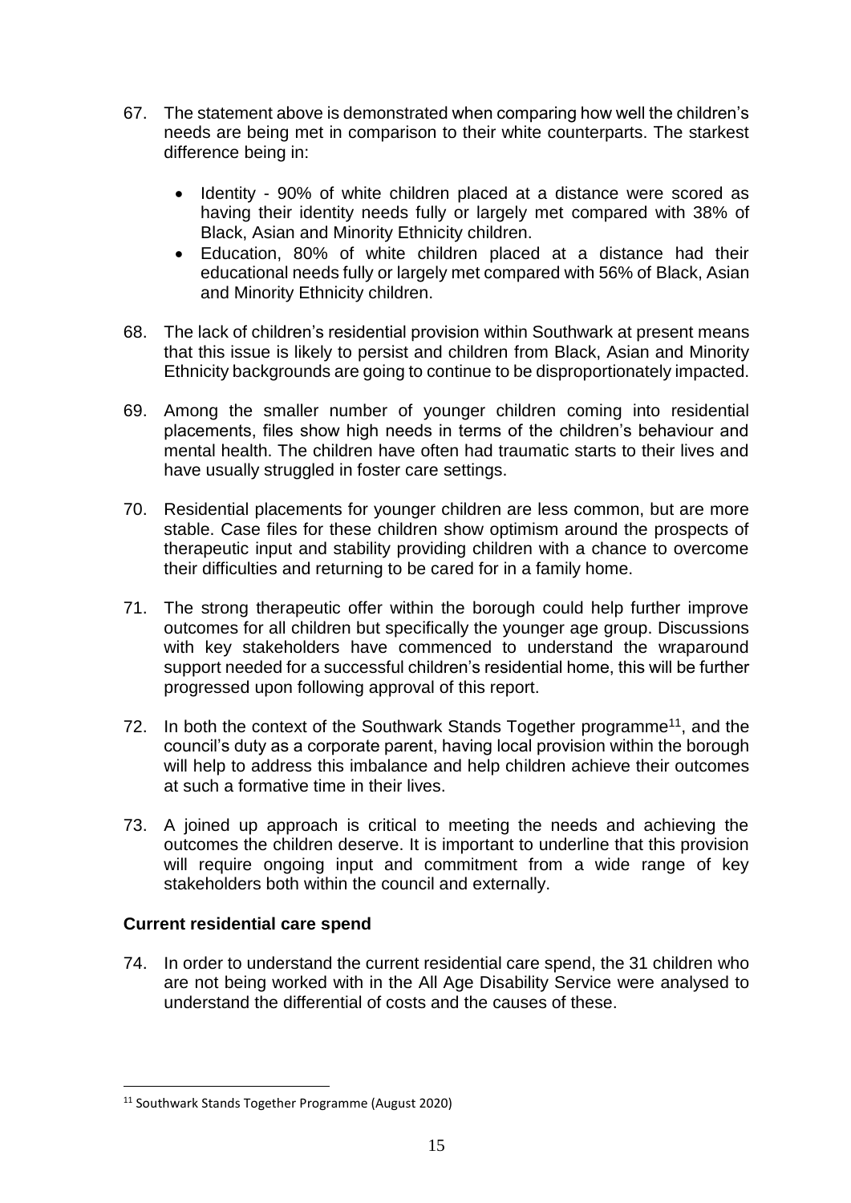67. The statement above is demonstrated when comparing how well the children's needs are being met in comparison to their white counterparts. The starkest difference being in:

    - Identity - 90% of white children placed at a distance were scored as having their identity needs fully or largely met compared with 38% of Black, Asian and Minority Ethnicity children.
    - Education, 80% of white children placed at a distance had their educational needs fully or largely met compared with 56% of Black, Asian and Minority Ethnicity children.

68. The lack of children's residential provision within Southwark at present means that this issue is likely to persist and children from Black, Asian and Minority Ethnicity backgrounds are going to continue to be disproportionately impacted.

69. Among the smaller number of younger children coming into residential placements, files show high needs in terms of the children's behaviour and mental health. The children have often had traumatic starts to their lives and have usually struggled in foster care settings.

70. Residential placements for younger children are less common, but are more stable. Case files for these children show optimism around the prospects of therapeutic input and stability providing children with a chance to overcome their difficulties and returning to be cared for in a family home.

71. The strong therapeutic offer within the borough could help further improve outcomes for all children but specifically the younger age group. Discussions with key stakeholders have commenced to understand the wraparound support needed for a successful children's residential home, this will be further progressed upon following approval of this report.

72. In both the context of the Southwark Stands Together programme[11], and the council's duty as a corporate parent, having local provision within the borough will help to address this imbalance and help children achieve their outcomes at such a formative time in their lives.

73. A joined up approach is critical to meeting the needs and achieving the outcomes the children deserve. It is important to underline that this provision will require ongoing input and commitment from a wide range of key stakeholders both within the council and externally.

**Current residential care spend**

74. In order to understand the current residential care spend, the 31 children who are not being worked with in the All Age Disability Service were analysed to understand the differential of costs and the causes of these.

[11] Southwark Stands Together Programme (August 2020)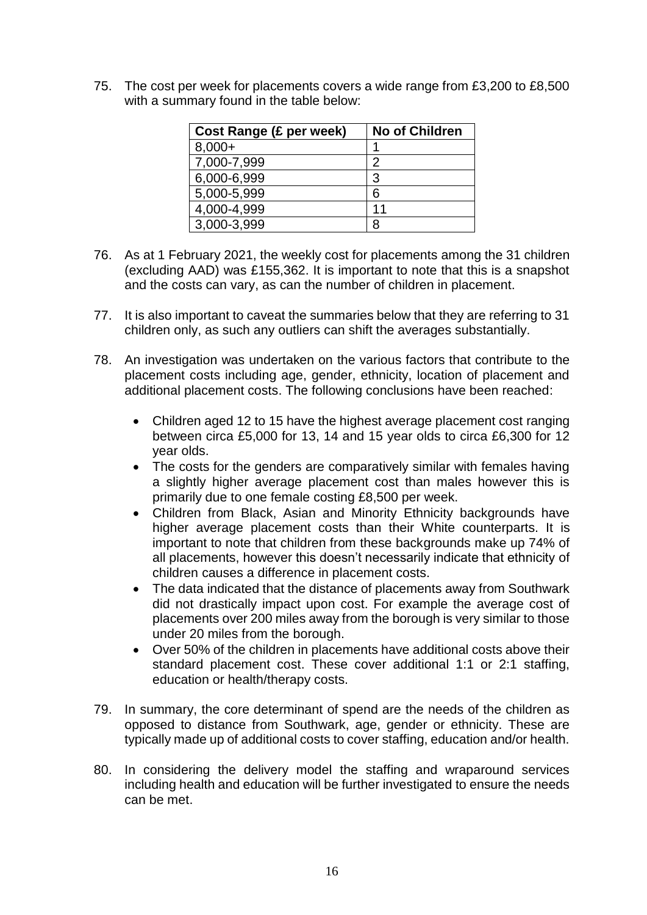75. The cost per week for placements covers a wide range from £3,200 to £8,500 with a summary found in the table below:

| Cost Range (£ per week) | No of Children |
|---|---|
| 8,000+ | 1 |
| 7,000-7,999 | 2 |
| 6,000-6,999 | 3 |
| 5,000-5,999 | 6 |
| 4,000-4,999 | 11 |
| 3,000-3,999 | 8 |

76. As at 1 February 2021, the weekly cost for placements among the 31 children (excluding AAD) was £155,362. It is important to note that this is a snapshot and the costs can vary, as can the number of children in placement.

77. It is also important to caveat the summaries below that they are referring to 31 children only, as such any outliers can shift the averages substantially.

78. An investigation was undertaken on the various factors that contribute to the placement costs including age, gender, ethnicity, location of placement and additional placement costs. The following conclusions have been reached:

    - Children aged 12 to 15 have the highest average placement cost ranging between circa £5,000 for 13, 14 and 15 year olds to circa £6,300 for 12 year olds.
    - The costs for the genders are comparatively similar with females having a slightly higher average placement cost than males however this is primarily due to one female costing £8,500 per week.
    - Children from Black, Asian and Minority Ethnicity backgrounds have higher average placement costs than their White counterparts. It is important to note that children from these backgrounds make up 74% of all placements, however this doesn't necessarily indicate that ethnicity of children causes a difference in placement costs.
    - The data indicated that the distance of placements away from Southwark did not drastically impact upon cost. For example the average cost of placements over 200 miles away from the borough is very similar to those under 20 miles from the borough.
    - Over 50% of the children in placements have additional costs above their standard placement cost. These cover additional 1:1 or 2:1 staffing, education or health/therapy costs.

79. In summary, the core determinant of spend are the needs of the children as opposed to distance from Southwark, age, gender or ethnicity. These are typically made up of additional costs to cover staffing, education and/or health.

80. In considering the delivery model the staffing and wraparound services including health and education will be further investigated to ensure the needs can be met.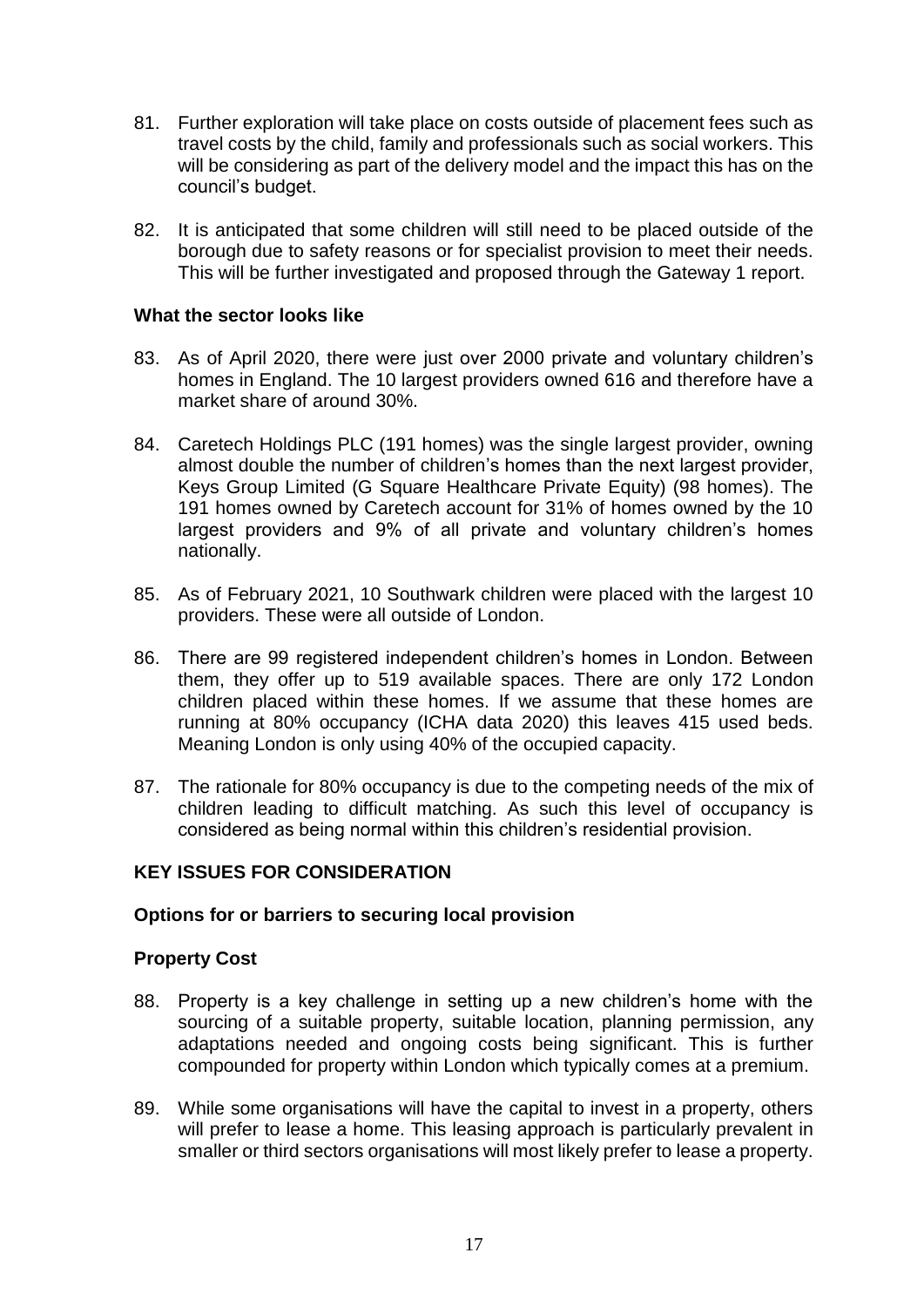81. Further exploration will take place on costs outside of placement fees such as travel costs by the child, family and professionals such as social workers. This will be considering as part of the delivery model and the impact this has on the council's budget.

82. It is anticipated that some children will still need to be placed outside of the borough due to safety reasons or for specialist provision to meet their needs. This will be further investigated and proposed through the Gateway 1 report.

**What the sector looks like**

83. As of April 2020, there were just over 2000 private and voluntary children's homes in England. The 10 largest providers owned 616 and therefore have a market share of around 30%.

84. Caretech Holdings PLC (191 homes) was the single largest provider, owning almost double the number of children's homes than the next largest provider, Keys Group Limited (G Square Healthcare Private Equity) (98 homes). The 191 homes owned by Caretech account for 31% of homes owned by the 10 largest providers and 9% of all private and voluntary children's homes nationally.

85. As of February 2021, 10 Southwark children were placed with the largest 10 providers. These were all outside of London.

86. There are 99 registered independent children's homes in London. Between them, they offer up to 519 available spaces. There are only 172 London children placed within these homes. If we assume that these homes are running at 80% occupancy (ICHA data 2020) this leaves 415 used beds. Meaning London is only using 40% of the occupied capacity.

87. The rationale for 80% occupancy is due to the competing needs of the mix of children leading to difficult matching. As such this level of occupancy is considered as being normal within this children's residential provision.

## KEY ISSUES FOR CONSIDERATION

### Options for or barriers to securing local provision

### Property Cost

88. Property is a key challenge in setting up a new children's home with the sourcing of a suitable property, suitable location, planning permission, any adaptations needed and ongoing costs being significant. This is further compounded for property within London which typically comes at a premium.

89. While some organisations will have the capital to invest in a property, others will prefer to lease a home. This leasing approach is particularly prevalent in smaller or third sectors organisations will most likely prefer to lease a property.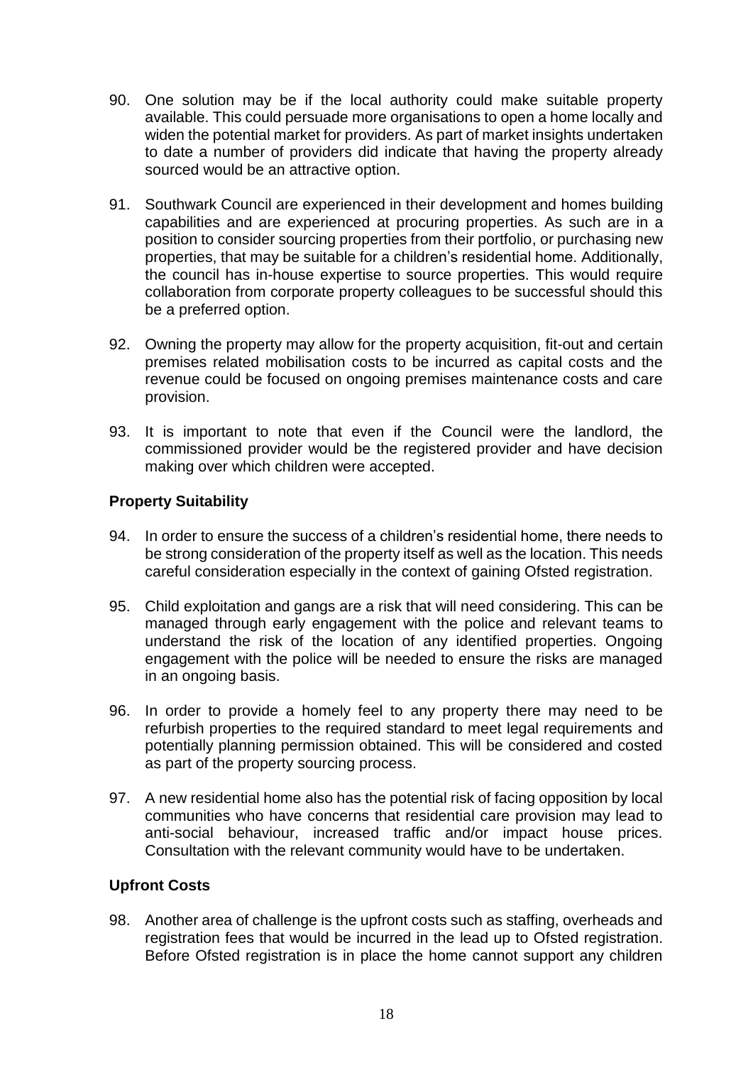90. One solution may be if the local authority could make suitable property available. This could persuade more organisations to open a home locally and widen the potential market for providers. As part of market insights undertaken to date a number of providers did indicate that having the property already sourced would be an attractive option.

91. Southwark Council are experienced in their development and homes building capabilities and are experienced at procuring properties. As such are in a position to consider sourcing properties from their portfolio, or purchasing new properties, that may be suitable for a children's residential home. Additionally, the council has in-house expertise to source properties. This would require collaboration from corporate property colleagues to be successful should this be a preferred option.

92. Owning the property may allow for the property acquisition, fit-out and certain premises related mobilisation costs to be incurred as capital costs and the revenue could be focused on ongoing premises maintenance costs and care provision.

93. It is important to note that even if the Council were the landlord, the commissioned provider would be the registered provider and have decision making over which children were accepted.

**Property Suitability**

94. In order to ensure the success of a children's residential home, there needs to be strong consideration of the property itself as well as the location. This needs careful consideration especially in the context of gaining Ofsted registration.

95. Child exploitation and gangs are a risk that will need considering. This can be managed through early engagement with the police and relevant teams to understand the risk of the location of any identified properties. Ongoing engagement with the police will be needed to ensure the risks are managed in an ongoing basis.

96. In order to provide a homely feel to any property there may need to be refurbish properties to the required standard to meet legal requirements and potentially planning permission obtained. This will be considered and costed as part of the property sourcing process.

97. A new residential home also has the potential risk of facing opposition by local communities who have concerns that residential care provision may lead to anti-social behaviour, increased traffic and/or impact house prices. Consultation with the relevant community would have to be undertaken.

**Upfront Costs**

98. Another area of challenge is the upfront costs such as staffing, overheads and registration fees that would be incurred in the lead up to Ofsted registration. Before Ofsted registration is in place the home cannot support any children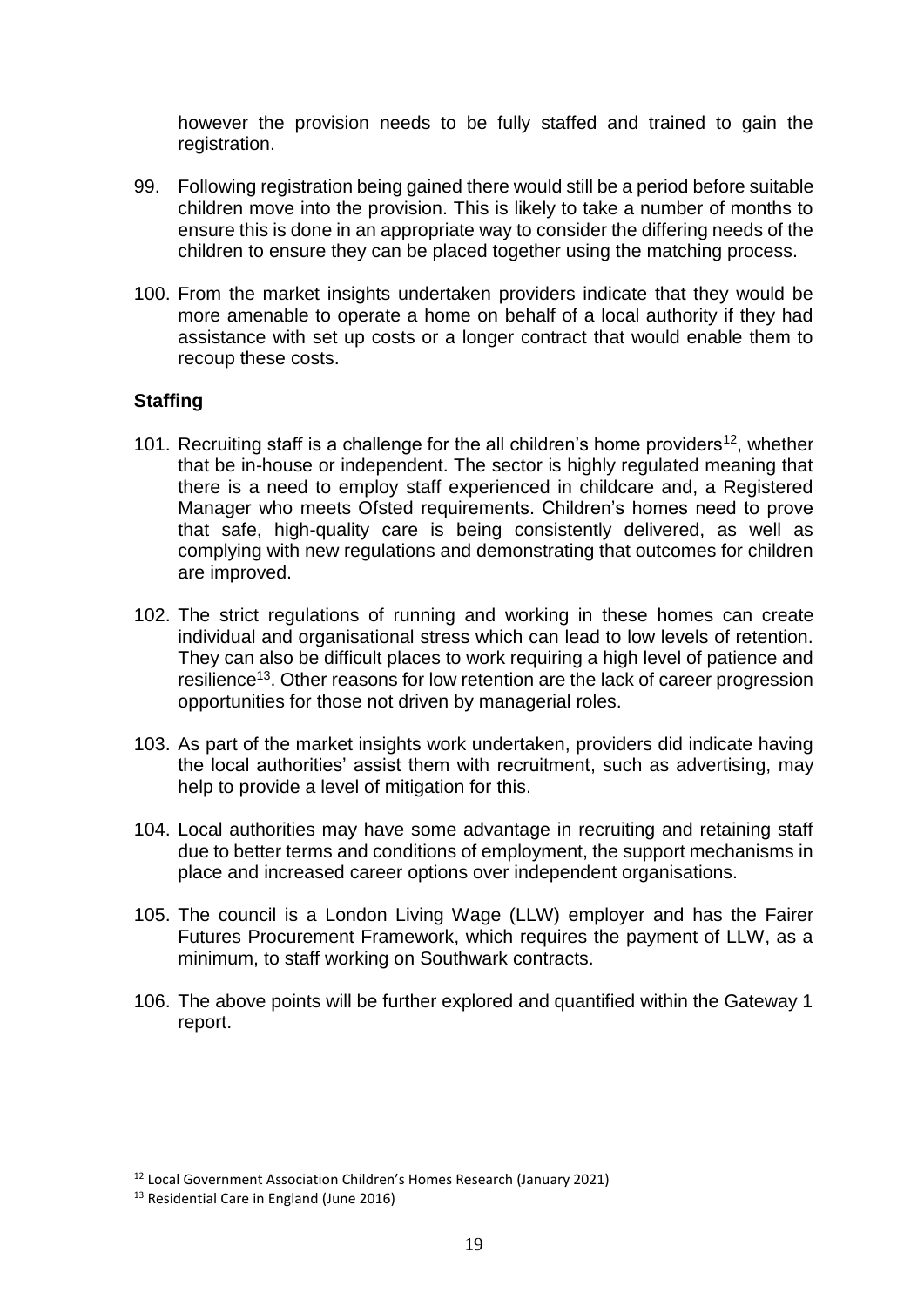however the provision needs to be fully staffed and trained to gain the registration.

99. Following registration being gained there would still be a period before suitable children move into the provision. This is likely to take a number of months to ensure this is done in an appropriate way to consider the differing needs of the children to ensure they can be placed together using the matching process.

100. From the market insights undertaken providers indicate that they would be more amenable to operate a home on behalf of a local authority if they had assistance with set up costs or a longer contract that would enable them to recoup these costs.

**Staffing**

101. Recruiting staff is a challenge for the all children's home providers[12], whether that be in-house or independent. The sector is highly regulated meaning that there is a need to employ staff experienced in childcare and, a Registered Manager who meets Ofsted requirements. Children's homes need to prove that safe, high-quality care is being consistently delivered, as well as complying with new regulations and demonstrating that outcomes for children are improved.

102. The strict regulations of running and working in these homes can create individual and organisational stress which can lead to low levels of retention. They can also be difficult places to work requiring a high level of patience and resilience[13]. Other reasons for low retention are the lack of career progression opportunities for those not driven by managerial roles.

103. As part of the market insights work undertaken, providers did indicate having the local authorities' assist them with recruitment, such as advertising, may help to provide a level of mitigation for this.

104. Local authorities may have some advantage in recruiting and retaining staff due to better terms and conditions of employment, the support mechanisms in place and increased career options over independent organisations.

105. The council is a London Living Wage (LLW) employer and has the Fairer Futures Procurement Framework, which requires the payment of LLW, as a minimum, to staff working on Southwark contracts.

106. The above points will be further explored and quantified within the Gateway 1 report.

[12] Local Government Association Children's Homes Research (January 2021)

[13] Residential Care in England (June 2016)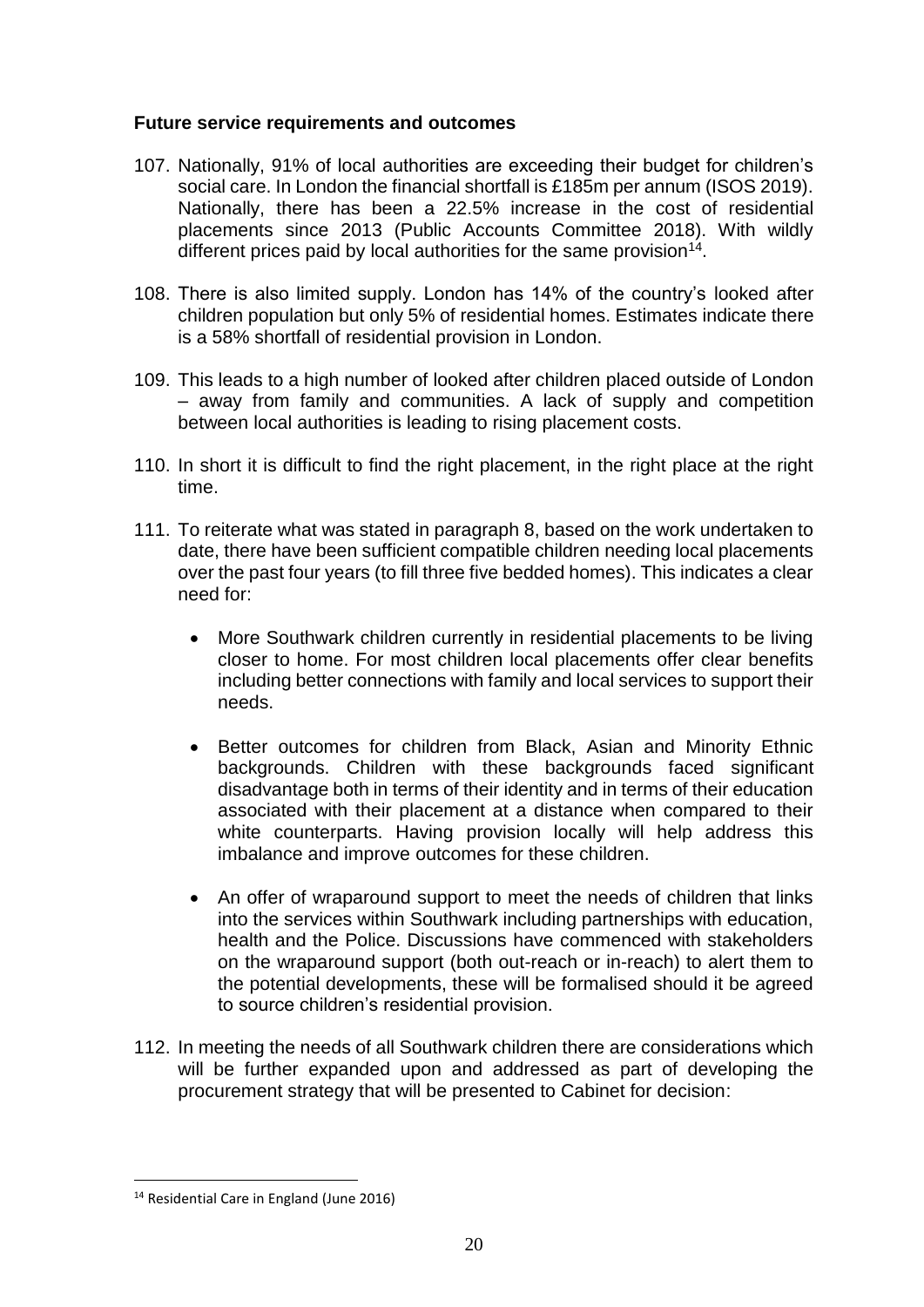**Future service requirements and outcomes**

107. Nationally, 91% of local authorities are exceeding their budget for children's social care. In London the financial shortfall is £185m per annum (ISOS 2019). Nationally, there has been a 22.5% increase in the cost of residential placements since 2013 (Public Accounts Committee 2018). With wildly different prices paid by local authorities for the same provision[14].

108. There is also limited supply. London has 14% of the country's looked after children population but only 5% of residential homes. Estimates indicate there is a 58% shortfall of residential provision in London.

109. This leads to a high number of looked after children placed outside of London – away from family and communities. A lack of supply and competition between local authorities is leading to rising placement costs.

110. In short it is difficult to find the right placement, in the right place at the right time.

111. To reiterate what was stated in paragraph 8, based on the work undertaken to date, there have been sufficient compatible children needing local placements over the past four years (to fill three five bedded homes). This indicates a clear need for:

    - More Southwark children currently in residential placements to be living closer to home. For most children local placements offer clear benefits including better connections with family and local services to support their needs.

    - Better outcomes for children from Black, Asian and Minority Ethnic backgrounds. Children with these backgrounds faced significant disadvantage both in terms of their identity and in terms of their education associated with their placement at a distance when compared to their white counterparts. Having provision locally will help address this imbalance and improve outcomes for these children.

    - An offer of wraparound support to meet the needs of children that links into the services within Southwark including partnerships with education, health and the Police. Discussions have commenced with stakeholders on the wraparound support (both out-reach or in-reach) to alert them to the potential developments, these will be formalised should it be agreed to source children's residential provision.

112. In meeting the needs of all Southwark children there are considerations which will be further expanded upon and addressed as part of developing the procurement strategy that will be presented to Cabinet for decision:

---

[14] Residential Care in England (June 2016)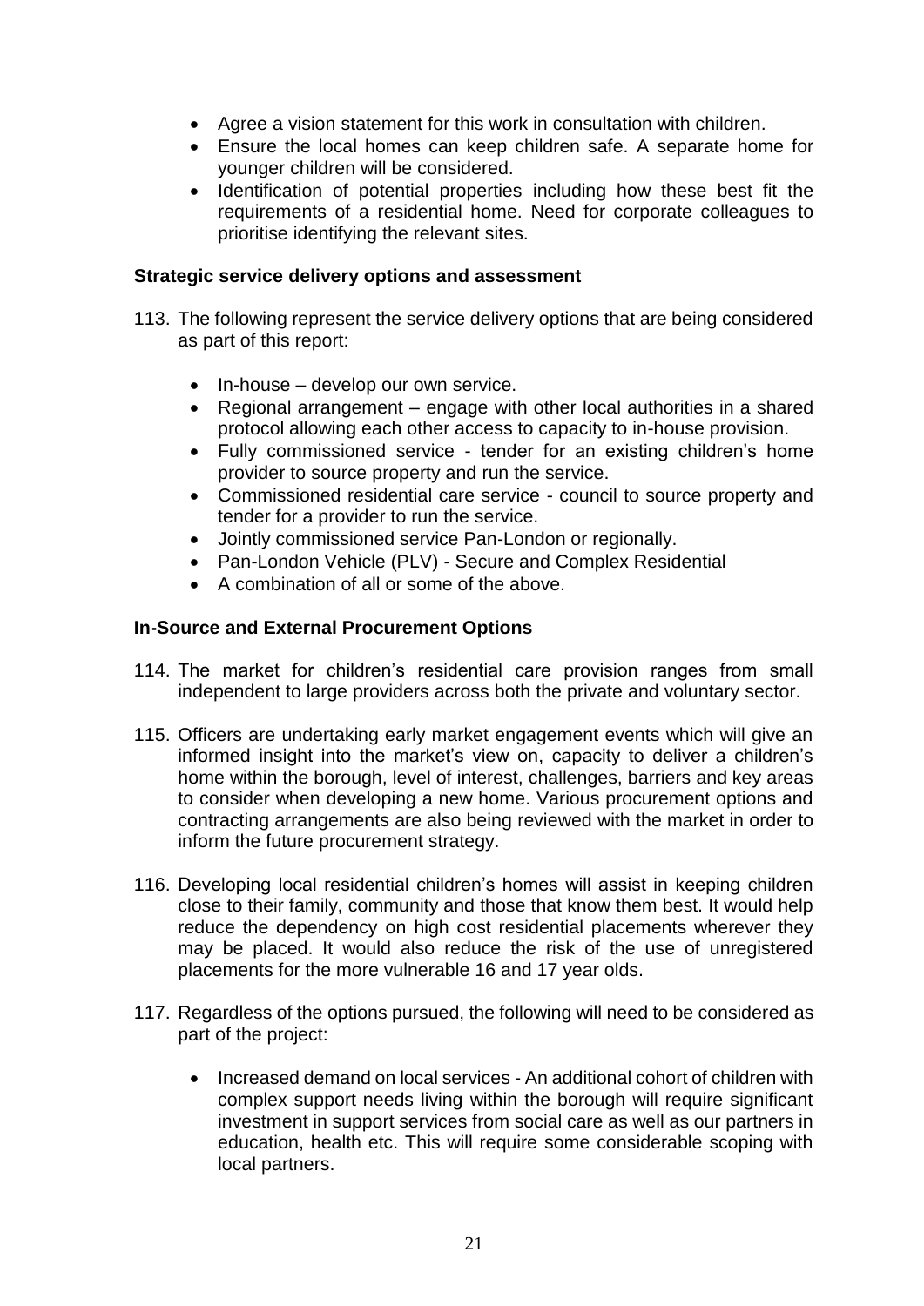- Agree a vision statement for this work in consultation with children.
- Ensure the local homes can keep children safe. A separate home for younger children will be considered.
- Identification of potential properties including how these best fit the requirements of a residential home. Need for corporate colleagues to prioritise identifying the relevant sites.

**Strategic service delivery options and assessment**

113. The following represent the service delivery options that are being considered as part of this report:

    - In-house – develop our own service.
    - Regional arrangement – engage with other local authorities in a shared protocol allowing each other access to capacity to in-house provision.
    - Fully commissioned service - tender for an existing children's home provider to source property and run the service.
    - Commissioned residential care service - council to source property and tender for a provider to run the service.
    - Jointly commissioned service Pan-London or regionally.
    - Pan-London Vehicle (PLV) - Secure and Complex Residential
    - A combination of all or some of the above.

**In-Source and External Procurement Options**

114. The market for children's residential care provision ranges from small independent to large providers across both the private and voluntary sector.

115. Officers are undertaking early market engagement events which will give an informed insight into the market's view on, capacity to deliver a children's home within the borough, level of interest, challenges, barriers and key areas to consider when developing a new home. Various procurement options and contracting arrangements are also being reviewed with the market in order to inform the future procurement strategy.

116. Developing local residential children's homes will assist in keeping children close to their family, community and those that know them best. It would help reduce the dependency on high cost residential placements wherever they may be placed. It would also reduce the risk of the use of unregistered placements for the more vulnerable 16 and 17 year olds.

117. Regardless of the options pursued, the following will need to be considered as part of the project:

    - Increased demand on local services - An additional cohort of children with complex support needs living within the borough will require significant investment in support services from social care as well as our partners in education, health etc. This will require some considerable scoping with local partners.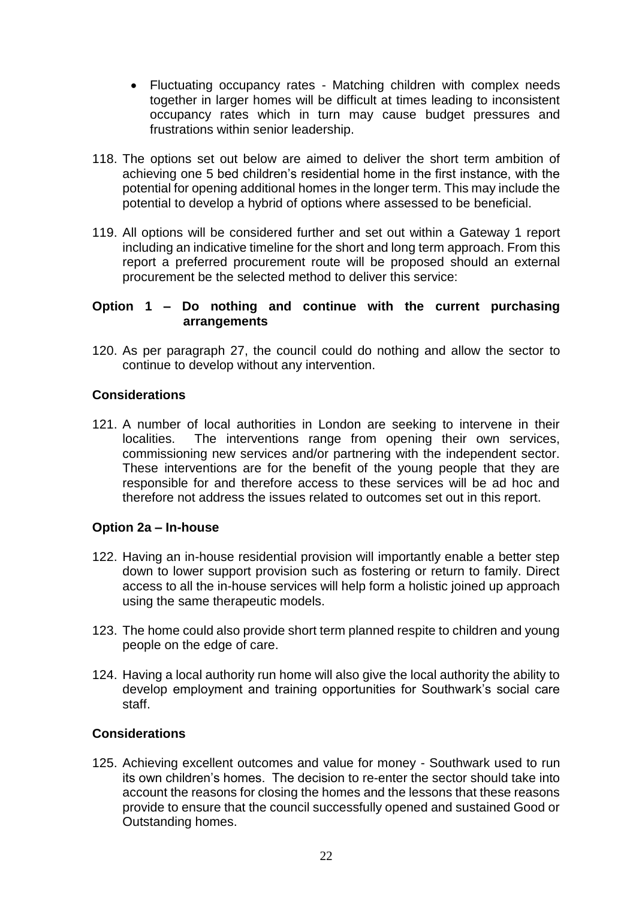- Fluctuating occupancy rates - Matching children with complex needs together in larger homes will be difficult at times leading to inconsistent occupancy rates which in turn may cause budget pressures and frustrations within senior leadership.

118. The options set out below are aimed to deliver the short term ambition of achieving one 5 bed children's residential home in the first instance, with the potential for opening additional homes in the longer term. This may include the potential to develop a hybrid of options where assessed to be beneficial.

119. All options will be considered further and set out within a Gateway 1 report including an indicative timeline for the short and long term approach. From this report a preferred procurement route will be proposed should an external procurement be the selected method to deliver this service:

**Option 1 – Do nothing and continue with the current purchasing arrangements**

120. As per paragraph 27, the council could do nothing and allow the sector to continue to develop without any intervention.

**Considerations**

121. A number of local authorities in London are seeking to intervene in their localities. The interventions range from opening their own services, commissioning new services and/or partnering with the independent sector. These interventions are for the benefit of the young people that they are responsible for and therefore access to these services will be ad hoc and therefore not address the issues related to outcomes set out in this report.

**Option 2a – In-house**

122. Having an in-house residential provision will importantly enable a better step down to lower support provision such as fostering or return to family. Direct access to all the in-house services will help form a holistic joined up approach using the same therapeutic models.

123. The home could also provide short term planned respite to children and young people on the edge of care.

124. Having a local authority run home will also give the local authority the ability to develop employment and training opportunities for Southwark's social care staff.

**Considerations**

125. Achieving excellent outcomes and value for money - Southwark used to run its own children's homes. The decision to re-enter the sector should take into account the reasons for closing the homes and the lessons that these reasons provide to ensure that the council successfully opened and sustained Good or Outstanding homes.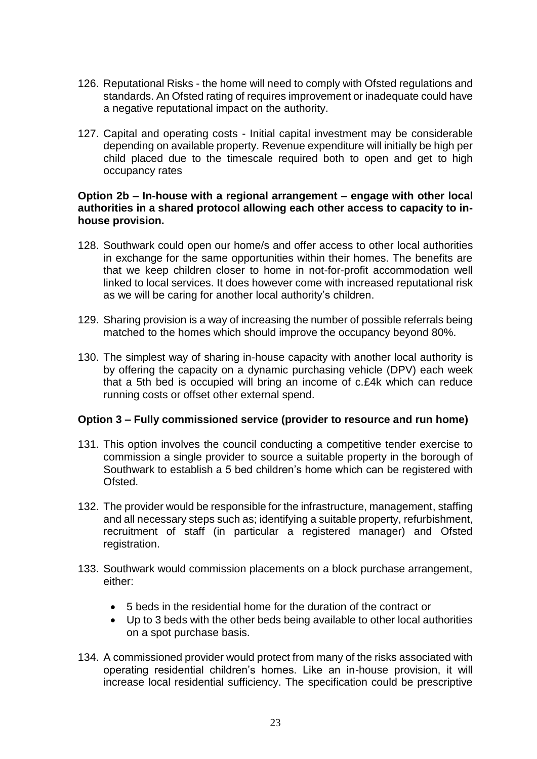126. Reputational Risks - the home will need to comply with Ofsted regulations and standards. An Ofsted rating of requires improvement or inadequate could have a negative reputational impact on the authority.

127. Capital and operating costs - Initial capital investment may be considerable depending on available property. Revenue expenditure will initially be high per child placed due to the timescale required both to open and get to high occupancy rates

**Option 2b – In-house with a regional arrangement – engage with other local authorities in a shared protocol allowing each other access to capacity to in-house provision.**

128. Southwark could open our home/s and offer access to other local authorities in exchange for the same opportunities within their homes. The benefits are that we keep children closer to home in not-for-profit accommodation well linked to local services. It does however come with increased reputational risk as we will be caring for another local authority's children.

129. Sharing provision is a way of increasing the number of possible referrals being matched to the homes which should improve the occupancy beyond 80%.

130. The simplest way of sharing in-house capacity with another local authority is by offering the capacity on a dynamic purchasing vehicle (DPV) each week that a 5th bed is occupied will bring an income of c.£4k which can reduce running costs or offset other external spend.

**Option 3 – Fully commissioned service (provider to resource and run home)**

131. This option involves the council conducting a competitive tender exercise to commission a single provider to source a suitable property in the borough of Southwark to establish a 5 bed children's home which can be registered with Ofsted.

132. The provider would be responsible for the infrastructure, management, staffing and all necessary steps such as; identifying a suitable property, refurbishment, recruitment of staff (in particular a registered manager) and Ofsted registration.

133. Southwark would commission placements on a block purchase arrangement, either:

    - 5 beds in the residential home for the duration of the contract or
    - Up to 3 beds with the other beds being available to other local authorities on a spot purchase basis.

134. A commissioned provider would protect from many of the risks associated with operating residential children's homes. Like an in-house provision, it will increase local residential sufficiency. The specification could be prescriptive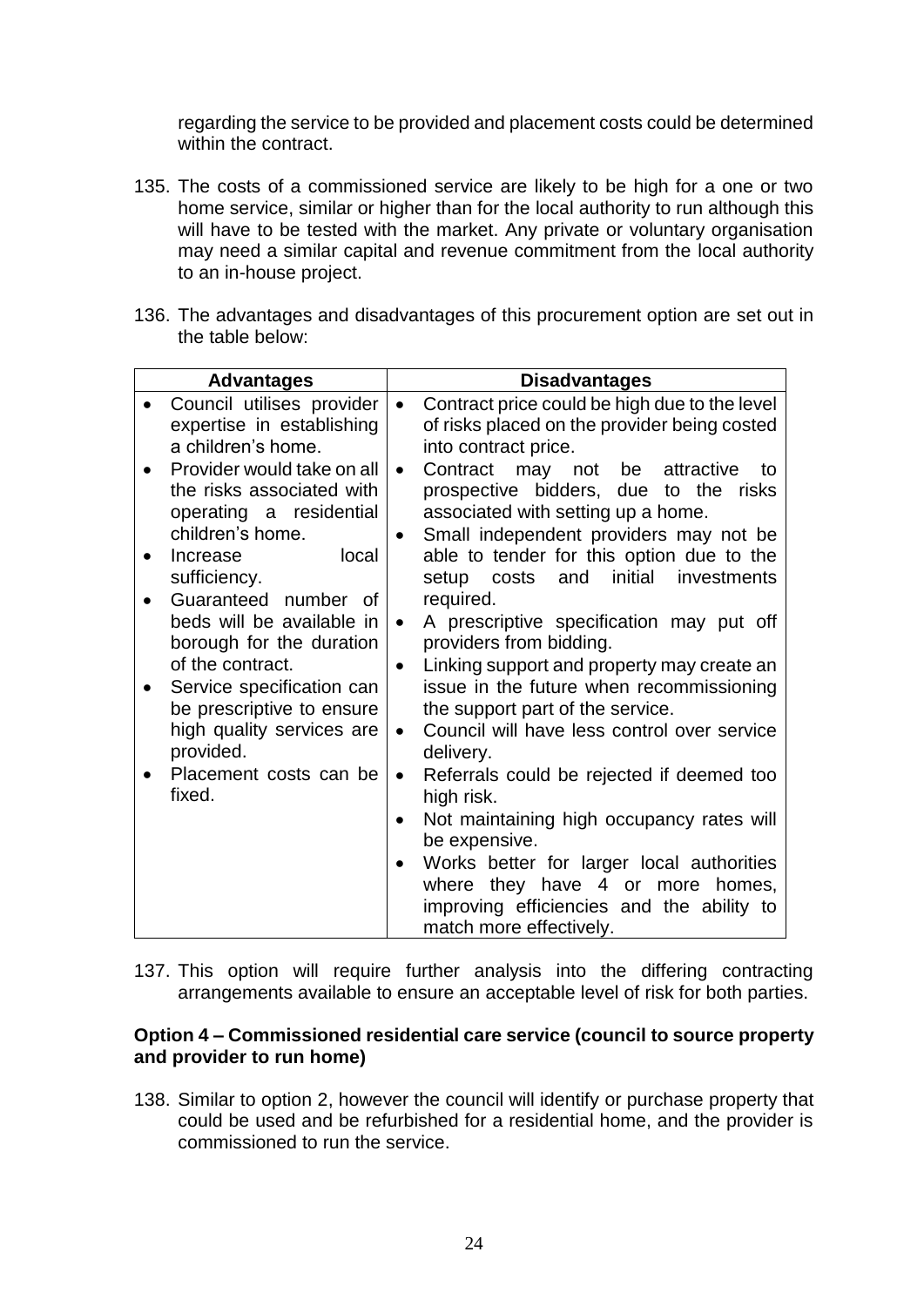regarding the service to be provided and placement costs could be determined within the contract.

135. The costs of a commissioned service are likely to be high for a one or two home service, similar or higher than for the local authority to run although this will have to be tested with the market. Any private or voluntary organisation may need a similar capital and revenue commitment from the local authority to an in-house project.

136. The advantages and disadvantages of this procurement option are set out in the table below:

| Advantages | Disadvantages |
|---|---|
| • Council utilises provider expertise in establishing a children's home.<br>• Provider would take on all the risks associated with operating a residential children's home.<br>• Increase local sufficiency.<br>• Guaranteed number of beds will be available in borough for the duration of the contract.<br>• Service specification can be prescriptive to ensure high quality services are provided.<br>• Placement costs can be fixed. | • Contract price could be high due to the level of risks placed on the provider being costed into contract price.<br>• Contract may not be attractive to prospective bidders, due to the risks associated with setting up a home.<br>• Small independent providers may not be able to tender for this option due to the setup costs and initial investments required.<br>• A prescriptive specification may put off providers from bidding.<br>• Linking support and property may create an issue in the future when recommissioning the support part of the service.<br>• Council will have less control over service delivery.<br>• Referrals could be rejected if deemed too high risk.<br>• Not maintaining high occupancy rates will be expensive.<br>• Works better for larger local authorities where they have 4 or more homes, improving efficiencies and the ability to match more effectively. |

137. This option will require further analysis into the differing contracting arrangements available to ensure an acceptable level of risk for both parties.

**Option 4 – Commissioned residential care service (council to source property and provider to run home)**

138. Similar to option 2, however the council will identify or purchase property that could be used and be refurbished for a residential home, and the provider is commissioned to run the service.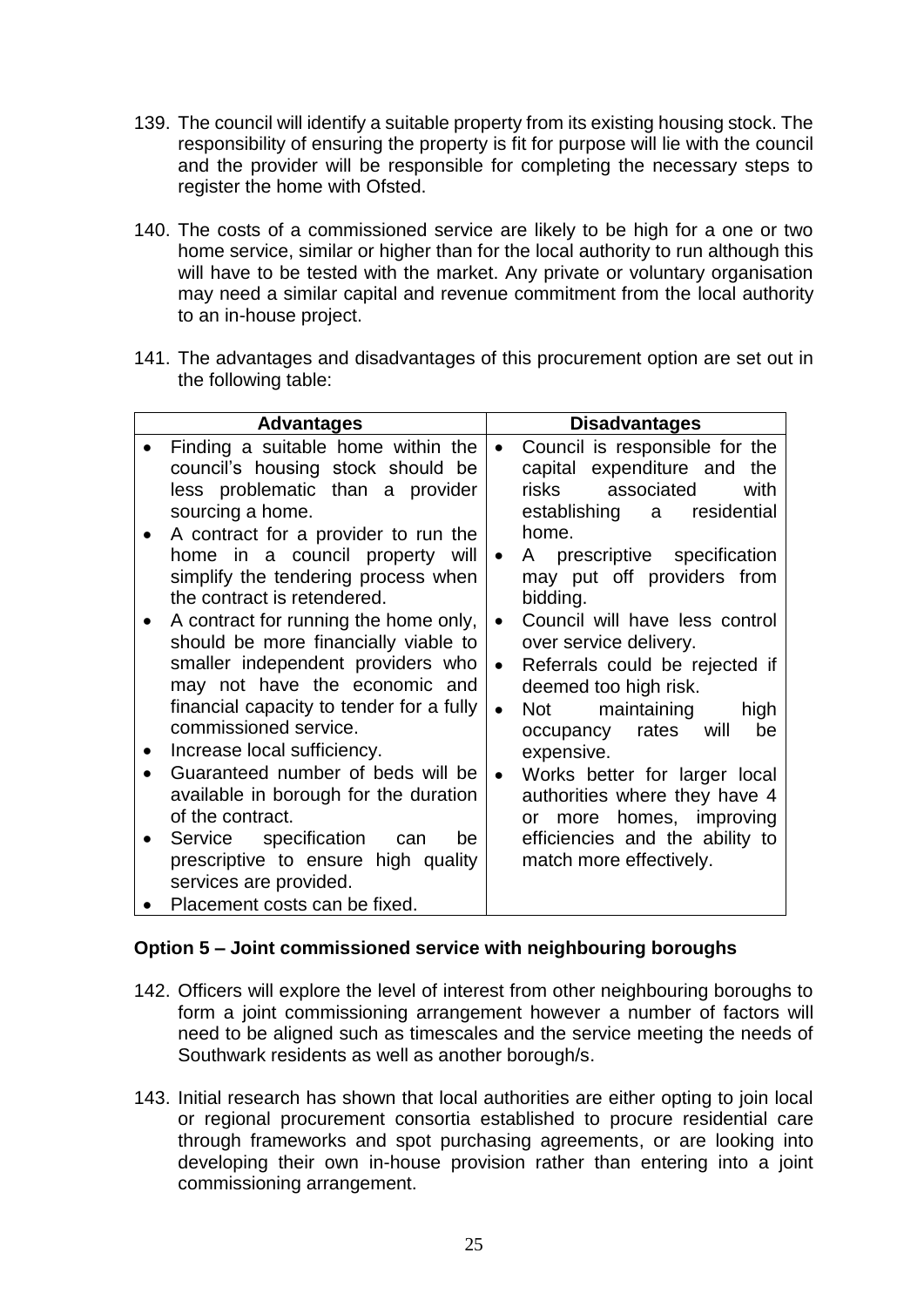139. The council will identify a suitable property from its existing housing stock. The responsibility of ensuring the property is fit for purpose will lie with the council and the provider will be responsible for completing the necessary steps to register the home with Ofsted.

140. The costs of a commissioned service are likely to be high for a one or two home service, similar or higher than for the local authority to run although this will have to be tested with the market. Any private or voluntary organisation may need a similar capital and revenue commitment from the local authority to an in-house project.

141. The advantages and disadvantages of this procurement option are set out in the following table:

| Advantages | Disadvantages |
|---|---|
| • Finding a suitable home within the council's housing stock should be less problematic than a provider sourcing a home.<br>• A contract for a provider to run the home in a council property will simplify the tendering process when the contract is retendered.<br>• A contract for running the home only, should be more financially viable to smaller independent providers who may not have the economic and financial capacity to tender for a fully commissioned service.<br>• Increase local sufficiency.<br>• Guaranteed number of beds will be available in borough for the duration of the contract.<br>• Service specification can be prescriptive to ensure high quality services are provided.<br>• Placement costs can be fixed. | • Council is responsible for the capital expenditure and the risks associated with establishing a residential home.<br>• A prescriptive specification may put off providers from bidding.<br>• Council will have less control over service delivery.<br>• Referrals could be rejected if deemed too high risk.<br>• Not maintaining high occupancy rates will be expensive.<br>• Works better for larger local authorities where they have 4 or more homes, improving efficiencies and the ability to match more effectively. |

**Option 5 – Joint commissioned service with neighbouring boroughs**

142. Officers will explore the level of interest from other neighbouring boroughs to form a joint commissioning arrangement however a number of factors will need to be aligned such as timescales and the service meeting the needs of Southwark residents as well as another borough/s.

143. Initial research has shown that local authorities are either opting to join local or regional procurement consortia established to procure residential care through frameworks and spot purchasing agreements, or are looking into developing their own in-house provision rather than entering into a joint commissioning arrangement.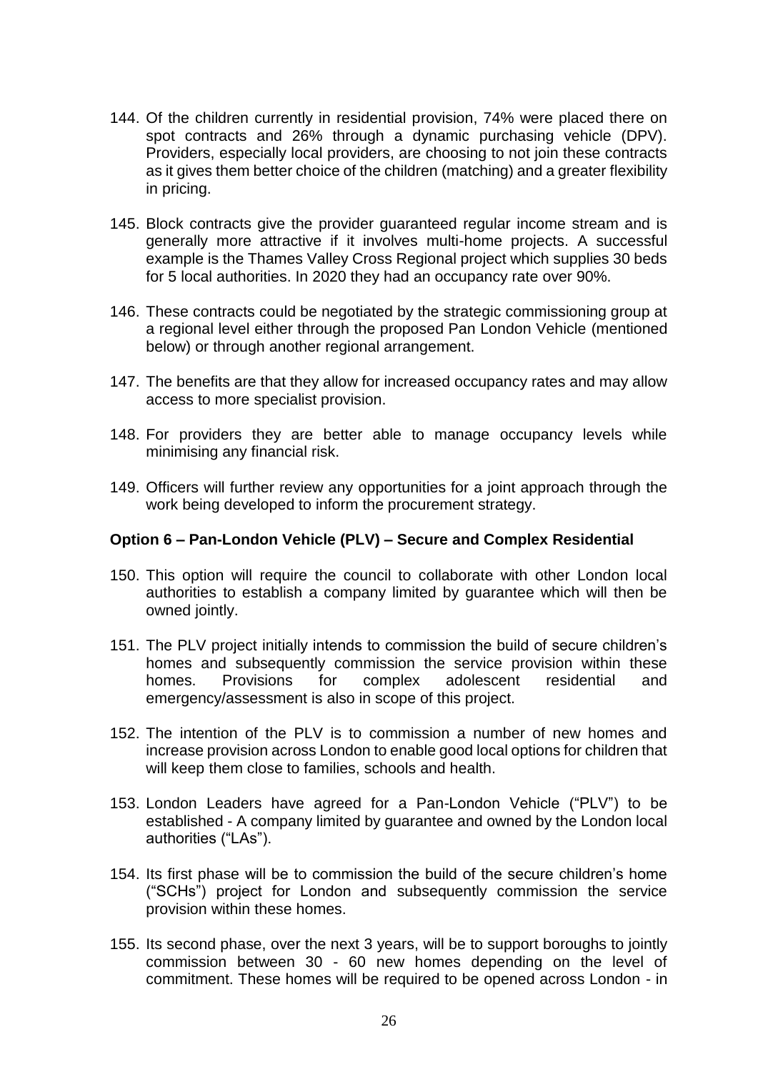144. Of the children currently in residential provision, 74% were placed there on spot contracts and 26% through a dynamic purchasing vehicle (DPV). Providers, especially local providers, are choosing to not join these contracts as it gives them better choice of the children (matching) and a greater flexibility in pricing.

145. Block contracts give the provider guaranteed regular income stream and is generally more attractive if it involves multi-home projects. A successful example is the Thames Valley Cross Regional project which supplies 30 beds for 5 local authorities. In 2020 they had an occupancy rate over 90%.

146. These contracts could be negotiated by the strategic commissioning group at a regional level either through the proposed Pan London Vehicle (mentioned below) or through another regional arrangement.

147. The benefits are that they allow for increased occupancy rates and may allow access to more specialist provision.

148. For providers they are better able to manage occupancy levels while minimising any financial risk.

149. Officers will further review any opportunities for a joint approach through the work being developed to inform the procurement strategy.

**Option 6 – Pan-London Vehicle (PLV) – Secure and Complex Residential**

150. This option will require the council to collaborate with other London local authorities to establish a company limited by guarantee which will then be owned jointly.

151. The PLV project initially intends to commission the build of secure children's homes and subsequently commission the service provision within these homes. Provisions for complex adolescent residential and emergency/assessment is also in scope of this project.

152. The intention of the PLV is to commission a number of new homes and increase provision across London to enable good local options for children that will keep them close to families, schools and health.

153. London Leaders have agreed for a Pan-London Vehicle ("PLV") to be established - A company limited by guarantee and owned by the London local authorities ("LAs").

154. Its first phase will be to commission the build of the secure children's home ("SCHs") project for London and subsequently commission the service provision within these homes.

155. Its second phase, over the next 3 years, will be to support boroughs to jointly commission between 30 - 60 new homes depending on the level of commitment. These homes will be required to be opened across London - in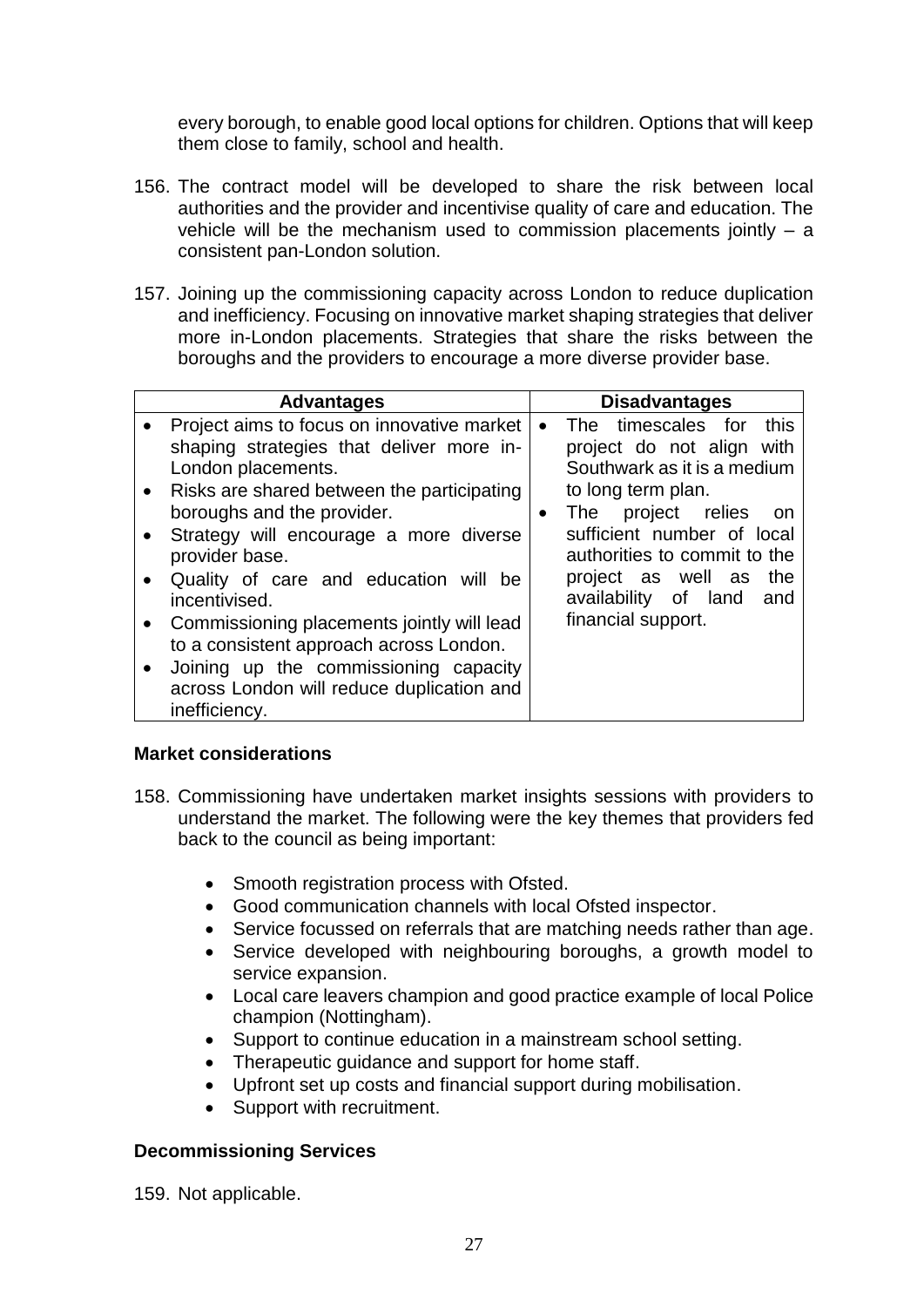every borough, to enable good local options for children. Options that will keep them close to family, school and health.

156. The contract model will be developed to share the risk between local authorities and the provider and incentivise quality of care and education. The vehicle will be the mechanism used to commission placements jointly – a consistent pan-London solution.

157. Joining up the commissioning capacity across London to reduce duplication and inefficiency. Focusing on innovative market shaping strategies that deliver more in-London placements. Strategies that share the risks between the boroughs and the providers to encourage a more diverse provider base.

| Advantages | Disadvantages |
|---|---|
| • Project aims to focus on innovative market shaping strategies that deliver more in-London placements.<br>• Risks are shared between the participating boroughs and the provider.<br>• Strategy will encourage a more diverse provider base.<br>• Quality of care and education will be incentivised.<br>• Commissioning placements jointly will lead to a consistent approach across London.<br>• Joining up the commissioning capacity across London will reduce duplication and inefficiency. | • The timescales for this project do not align with Southwark as it is a medium to long term plan.<br>• The project relies on sufficient number of local authorities to commit to the project as well as the availability of land and financial support. |

**Market considerations**

158. Commissioning have undertaken market insights sessions with providers to understand the market. The following were the key themes that providers fed back to the council as being important:

- Smooth registration process with Ofsted.
- Good communication channels with local Ofsted inspector.
- Service focussed on referrals that are matching needs rather than age.
- Service developed with neighbouring boroughs, a growth model to service expansion.
- Local care leavers champion and good practice example of local Police champion (Nottingham).
- Support to continue education in a mainstream school setting.
- Therapeutic guidance and support for home staff.
- Upfront set up costs and financial support during mobilisation.
- Support with recruitment.

**Decommissioning Services**

159. Not applicable.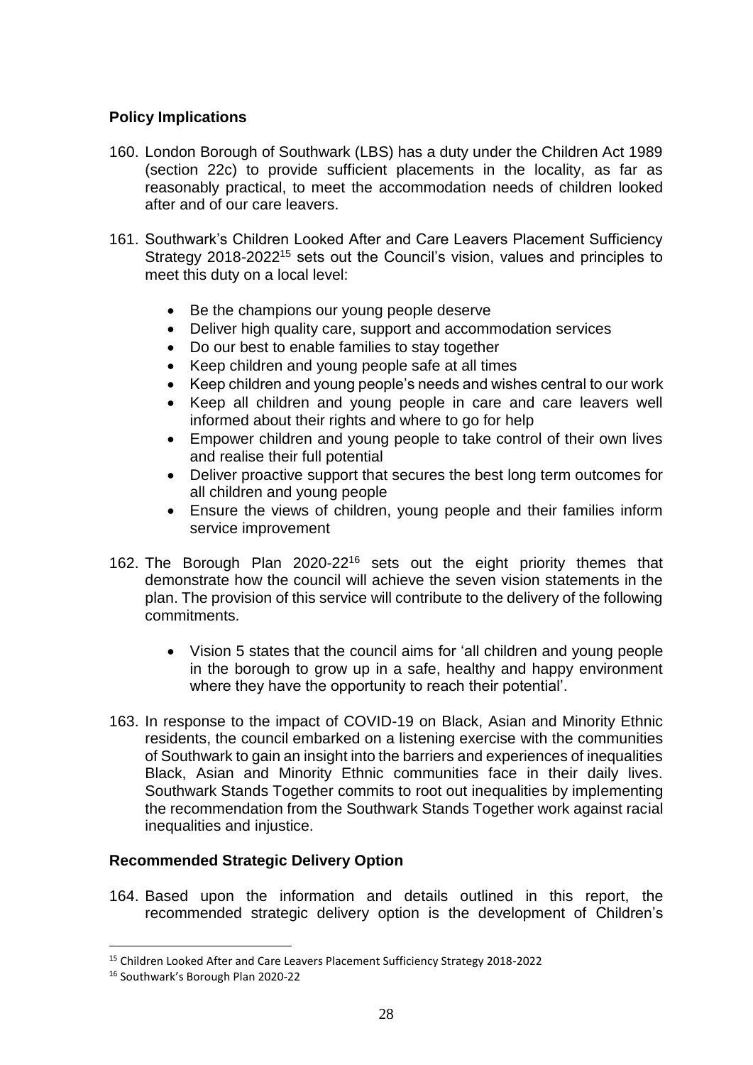**Policy Implications**

160. London Borough of Southwark (LBS) has a duty under the Children Act 1989 (section 22c) to provide sufficient placements in the locality, as far as reasonably practical, to meet the accommodation needs of children looked after and of our care leavers.

161. Southwark's Children Looked After and Care Leavers Placement Sufficiency Strategy 2018-2022[15] sets out the Council's vision, values and principles to meet this duty on a local level:

    - Be the champions our young people deserve
    - Deliver high quality care, support and accommodation services
    - Do our best to enable families to stay together
    - Keep children and young people safe at all times
    - Keep children and young people's needs and wishes central to our work
    - Keep all children and young people in care and care leavers well informed about their rights and where to go for help
    - Empower children and young people to take control of their own lives and realise their full potential
    - Deliver proactive support that secures the best long term outcomes for all children and young people
    - Ensure the views of children, young people and their families inform service improvement

162. The Borough Plan 2020-22[16] sets out the eight priority themes that demonstrate how the council will achieve the seven vision statements in the plan. The provision of this service will contribute to the delivery of the following commitments.

    - Vision 5 states that the council aims for 'all children and young people in the borough to grow up in a safe, healthy and happy environment where they have the opportunity to reach their potential'.

163. In response to the impact of COVID-19 on Black, Asian and Minority Ethnic residents, the council embarked on a listening exercise with the communities of Southwark to gain an insight into the barriers and experiences of inequalities Black, Asian and Minority Ethnic communities face in their daily lives. Southwark Stands Together commits to root out inequalities by implementing the recommendation from the Southwark Stands Together work against racial inequalities and injustice.

**Recommended Strategic Delivery Option**

164. Based upon the information and details outlined in this report, the recommended strategic delivery option is the development of Children's

---

[15] Children Looked After and Care Leavers Placement Sufficiency Strategy 2018-2022

[16] Southwark's Borough Plan 2020-22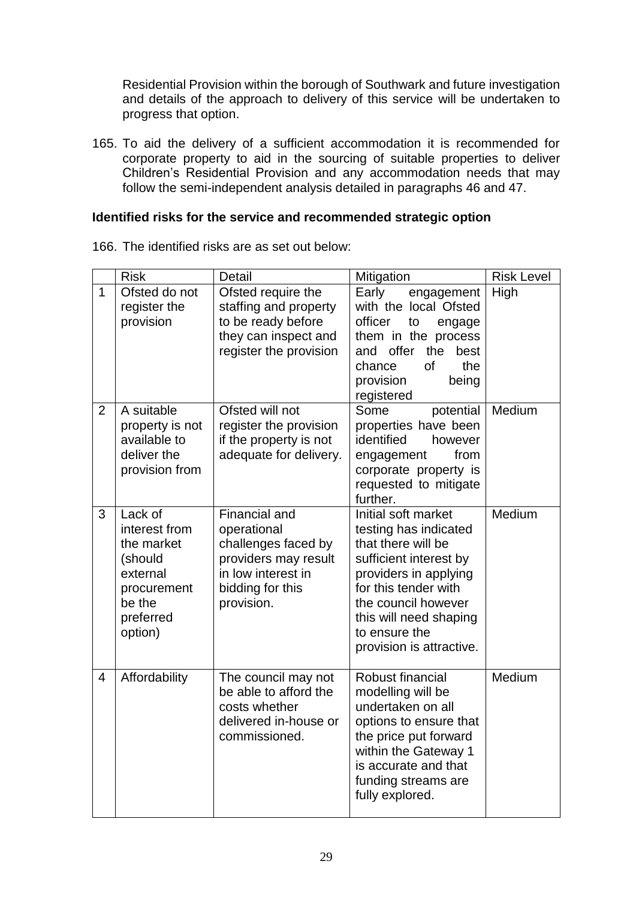Residential Provision within the borough of Southwark and future investigation and details of the approach to delivery of this service will be undertaken to progress that option.

165. To aid the delivery of a sufficient accommodation it is recommended for corporate property to aid in the sourcing of suitable properties to deliver Children's Residential Provision and any accommodation needs that may follow the semi-independent analysis detailed in paragraphs 46 and 47.

**Identified risks for the service and recommended strategic option**

166. The identified risks are as set out below:

| | Risk | Detail | Mitigation | Risk Level |
|---|---|---|---|---|
| 1 | Ofsted do not register the provision | Ofsted require the staffing and property to be ready before they can inspect and register the provision | Early engagement with the local Ofsted officer to engage them in the process and offer the best chance of the provision being registered | High |
| 2 | A suitable property is not available to deliver the provision from | Ofsted will not register the provision if the property is not adequate for delivery. | Some potential properties have been identified however engagement from corporate property is requested to mitigate further. | Medium |
| 3 | Lack of interest from the market (should external procurement be the preferred option) | Financial and operational challenges faced by providers may result in low interest in bidding for this provision. | Initial soft market testing has indicated that there will be sufficient interest by providers in applying for this tender with the council however this will need shaping to ensure the provision is attractive. | Medium |
| 4 | Affordability | The council may not be able to afford the costs whether delivered in-house or commissioned. | Robust financial modelling will be undertaken on all options to ensure that the price put forward within the Gateway 1 is accurate and that funding streams are fully explored. | Medium |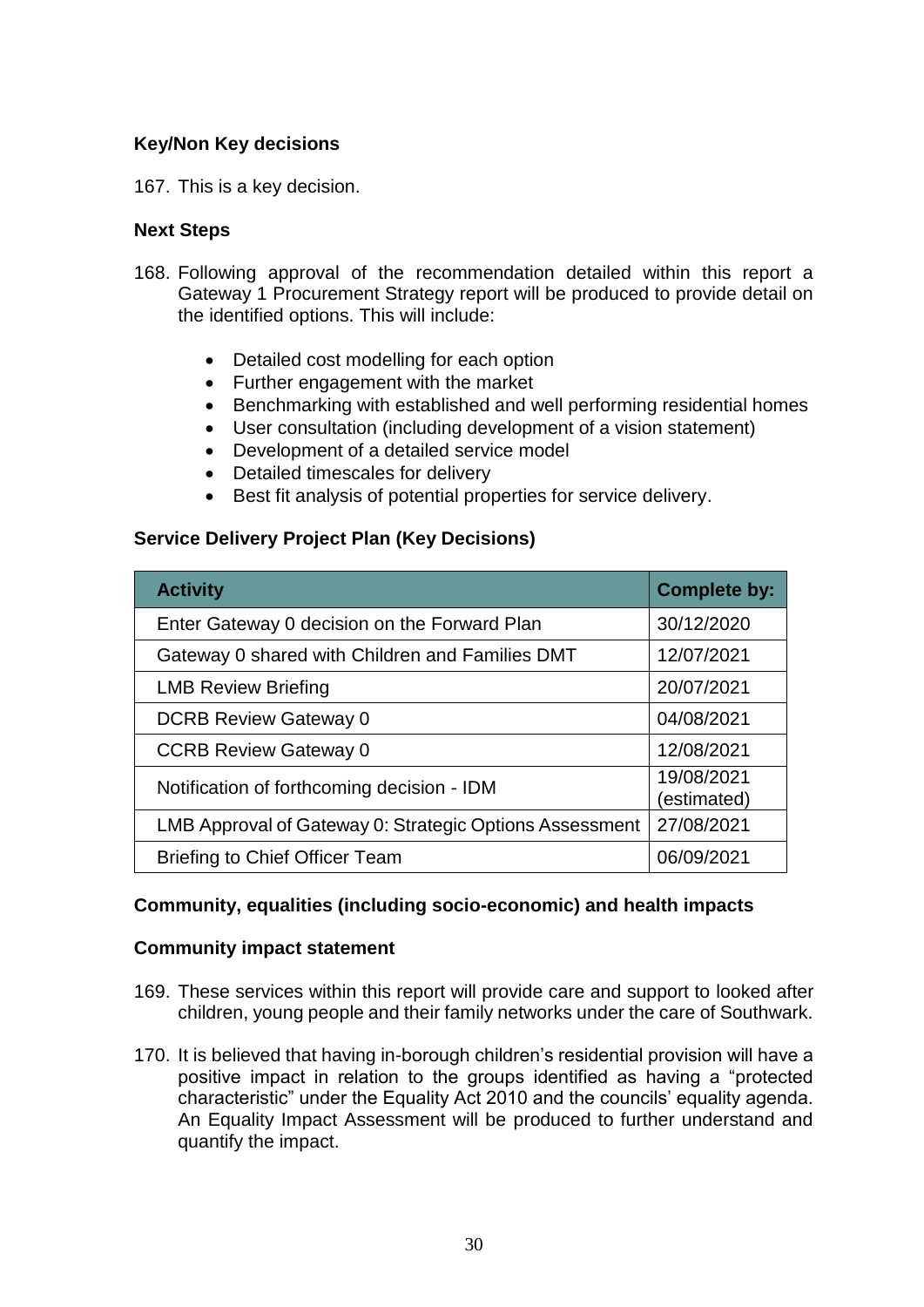**Key/Non Key decisions**

167. This is a key decision.

**Next Steps**

168. Following approval of the recommendation detailed within this report a Gateway 1 Procurement Strategy report will be produced to provide detail on the identified options. This will include:

- Detailed cost modelling for each option
- Further engagement with the market
- Benchmarking with established and well performing residential homes
- User consultation (including development of a vision statement)
- Development of a detailed service model
- Detailed timescales for delivery
- Best fit analysis of potential properties for service delivery.

**Service Delivery Project Plan (Key Decisions)**

| Activity | Complete by: |
|---|---|
| Enter Gateway 0 decision on the Forward Plan | 30/12/2020 |
| Gateway 0 shared with Children and Families DMT | 12/07/2021 |
| LMB Review Briefing | 20/07/2021 |
| DCRB Review Gateway 0 | 04/08/2021 |
| CCRB Review Gateway 0 | 12/08/2021 |
| Notification of forthcoming decision - IDM | 19/08/2021 (estimated) |
| LMB Approval of Gateway 0: Strategic Options Assessment | 27/08/2021 |
| Briefing to Chief Officer Team | 06/09/2021 |

**Community, equalities (including socio-economic) and health impacts**

**Community impact statement**

169. These services within this report will provide care and support to looked after children, young people and their family networks under the care of Southwark.

170. It is believed that having in-borough children's residential provision will have a positive impact in relation to the groups identified as having a "protected characteristic" under the Equality Act 2010 and the councils' equality agenda. An Equality Impact Assessment will be produced to further understand and quantify the impact.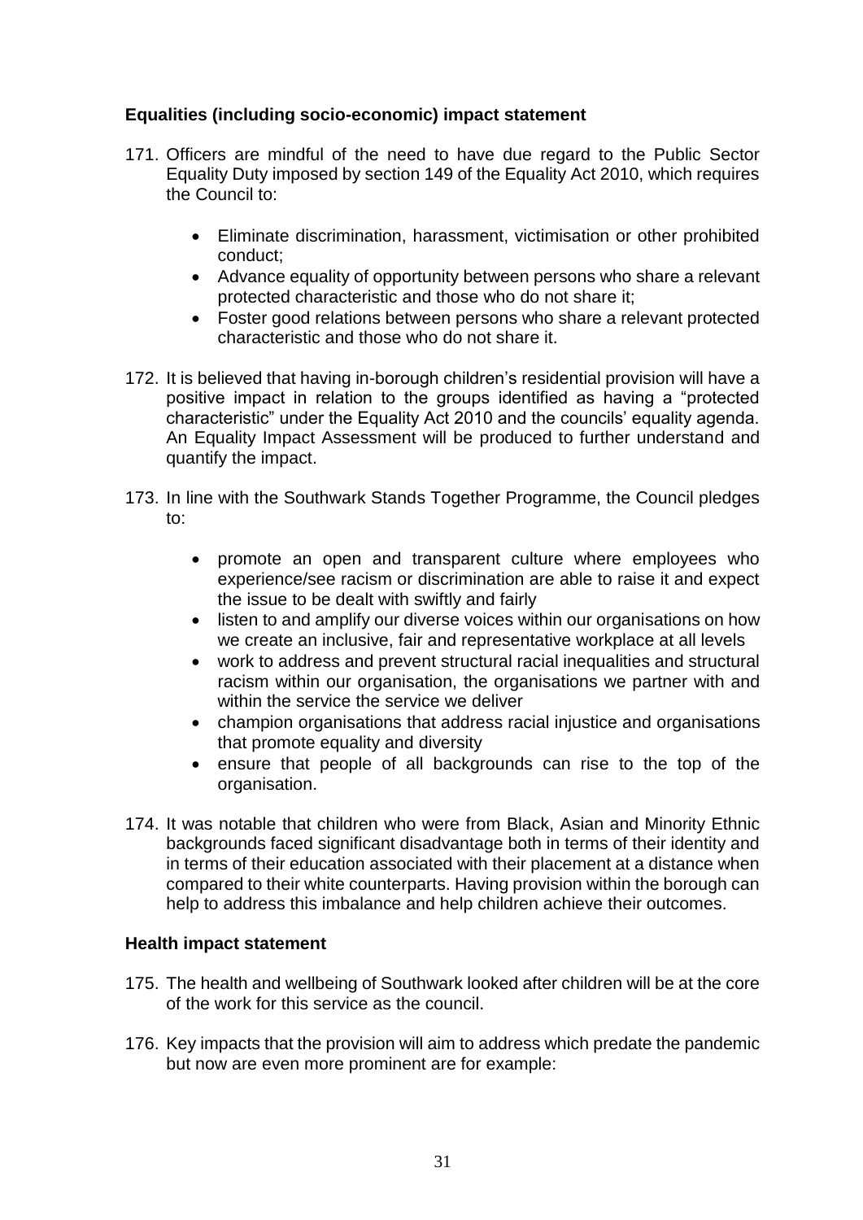**Equalities (including socio-economic) impact statement**

171. Officers are mindful of the need to have due regard to the Public Sector Equality Duty imposed by section 149 of the Equality Act 2010, which requires the Council to:

    - Eliminate discrimination, harassment, victimisation or other prohibited conduct;
    - Advance equality of opportunity between persons who share a relevant protected characteristic and those who do not share it;
    - Foster good relations between persons who share a relevant protected characteristic and those who do not share it.

172. It is believed that having in-borough children's residential provision will have a positive impact in relation to the groups identified as having a "protected characteristic" under the Equality Act 2010 and the councils' equality agenda. An Equality Impact Assessment will be produced to further understand and quantify the impact.

173. In line with the Southwark Stands Together Programme, the Council pledges to:

    - promote an open and transparent culture where employees who experience/see racism or discrimination are able to raise it and expect the issue to be dealt with swiftly and fairly
    - listen to and amplify our diverse voices within our organisations on how we create an inclusive, fair and representative workplace at all levels
    - work to address and prevent structural racial inequalities and structural racism within our organisation, the organisations we partner with and within the service the service we deliver
    - champion organisations that address racial injustice and organisations that promote equality and diversity
    - ensure that people of all backgrounds can rise to the top of the organisation.

174. It was notable that children who were from Black, Asian and Minority Ethnic backgrounds faced significant disadvantage both in terms of their identity and in terms of their education associated with their placement at a distance when compared to their white counterparts. Having provision within the borough can help to address this imbalance and help children achieve their outcomes.

**Health impact statement**

175. The health and wellbeing of Southwark looked after children will be at the core of the work for this service as the council.

176. Key impacts that the provision will aim to address which predate the pandemic but now are even more prominent are for example: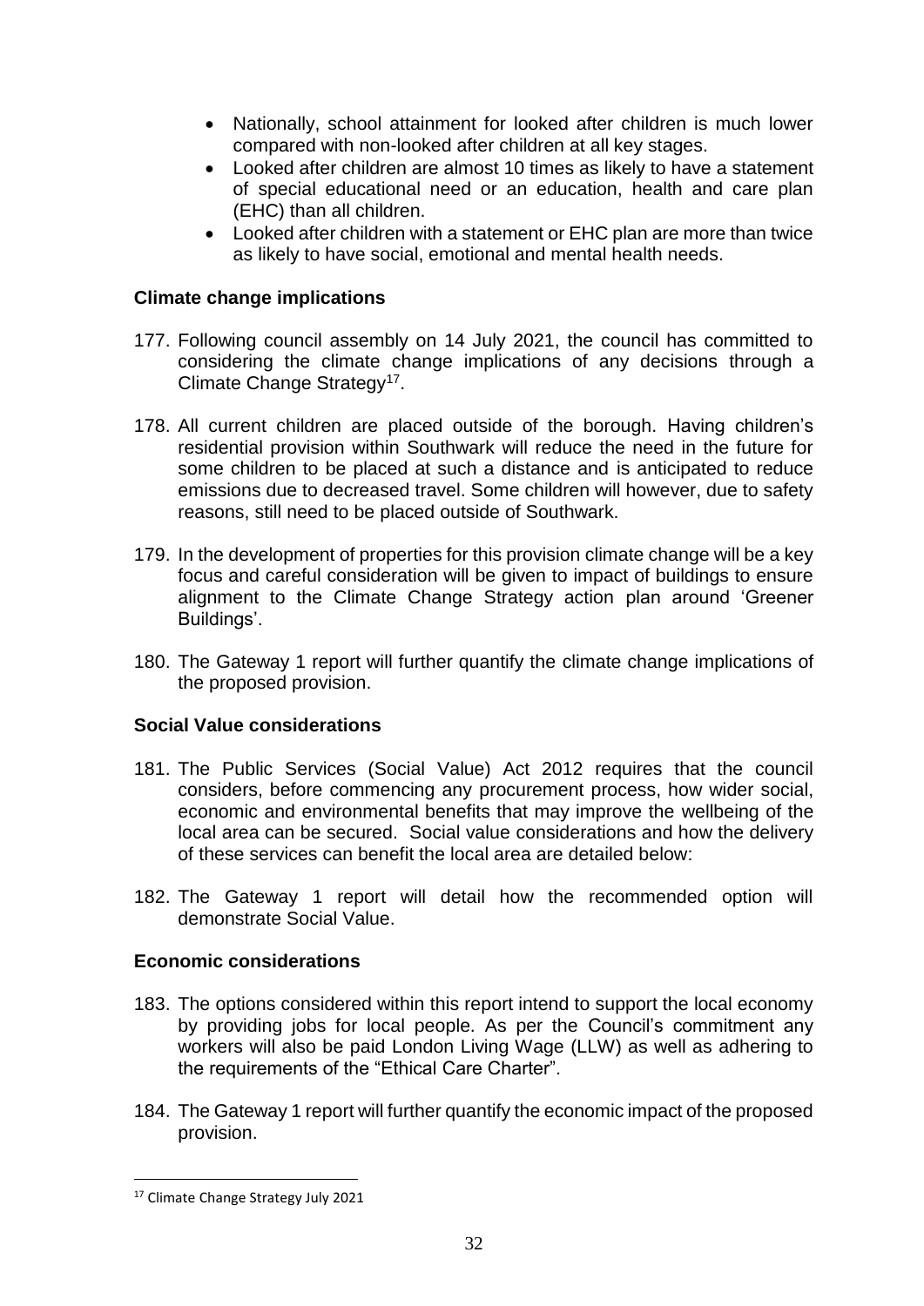- Nationally, school attainment for looked after children is much lower compared with non-looked after children at all key stages.
- Looked after children are almost 10 times as likely to have a statement of special educational need or an education, health and care plan (EHC) than all children.
- Looked after children with a statement or EHC plan are more than twice as likely to have social, emotional and mental health needs.

**Climate change implications**

177. Following council assembly on 14 July 2021, the council has committed to considering the climate change implications of any decisions through a Climate Change Strategy[17].

178. All current children are placed outside of the borough. Having children's residential provision within Southwark will reduce the need in the future for some children to be placed at such a distance and is anticipated to reduce emissions due to decreased travel. Some children will however, due to safety reasons, still need to be placed outside of Southwark.

179. In the development of properties for this provision climate change will be a key focus and careful consideration will be given to impact of buildings to ensure alignment to the Climate Change Strategy action plan around 'Greener Buildings'.

180. The Gateway 1 report will further quantify the climate change implications of the proposed provision.

**Social Value considerations**

181. The Public Services (Social Value) Act 2012 requires that the council considers, before commencing any procurement process, how wider social, economic and environmental benefits that may improve the wellbeing of the local area can be secured. Social value considerations and how the delivery of these services can benefit the local area are detailed below:

182. The Gateway 1 report will detail how the recommended option will demonstrate Social Value.

**Economic considerations**

183. The options considered within this report intend to support the local economy by providing jobs for local people. As per the Council's commitment any workers will also be paid London Living Wage (LLW) as well as adhering to the requirements of the "Ethical Care Charter".

184. The Gateway 1 report will further quantify the economic impact of the proposed provision.

[17] Climate Change Strategy July 2021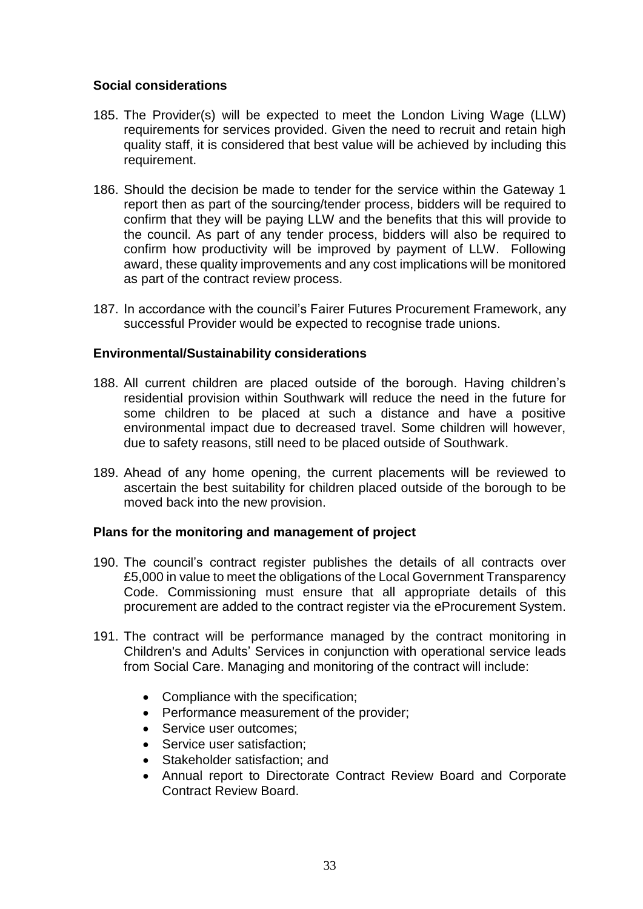**Social considerations**

185. The Provider(s) will be expected to meet the London Living Wage (LLW) requirements for services provided. Given the need to recruit and retain high quality staff, it is considered that best value will be achieved by including this requirement.

186. Should the decision be made to tender for the service within the Gateway 1 report then as part of the sourcing/tender process, bidders will be required to confirm that they will be paying LLW and the benefits that this will provide to the council. As part of any tender process, bidders will also be required to confirm how productivity will be improved by payment of LLW. Following award, these quality improvements and any cost implications will be monitored as part of the contract review process.

187. In accordance with the council's Fairer Futures Procurement Framework, any successful Provider would be expected to recognise trade unions.

**Environmental/Sustainability considerations**

188. All current children are placed outside of the borough. Having children's residential provision within Southwark will reduce the need in the future for some children to be placed at such a distance and have a positive environmental impact due to decreased travel. Some children will however, due to safety reasons, still need to be placed outside of Southwark.

189. Ahead of any home opening, the current placements will be reviewed to ascertain the best suitability for children placed outside of the borough to be moved back into the new provision.

**Plans for the monitoring and management of project**

190. The council's contract register publishes the details of all contracts over £5,000 in value to meet the obligations of the Local Government Transparency Code. Commissioning must ensure that all appropriate details of this procurement are added to the contract register via the eProcurement System.

191. The contract will be performance managed by the contract monitoring in Children's and Adults' Services in conjunction with operational service leads from Social Care. Managing and monitoring of the contract will include:

    - Compliance with the specification;
    - Performance measurement of the provider;
    - Service user outcomes;
    - Service user satisfaction;
    - Stakeholder satisfaction; and
    - Annual report to Directorate Contract Review Board and Corporate Contract Review Board.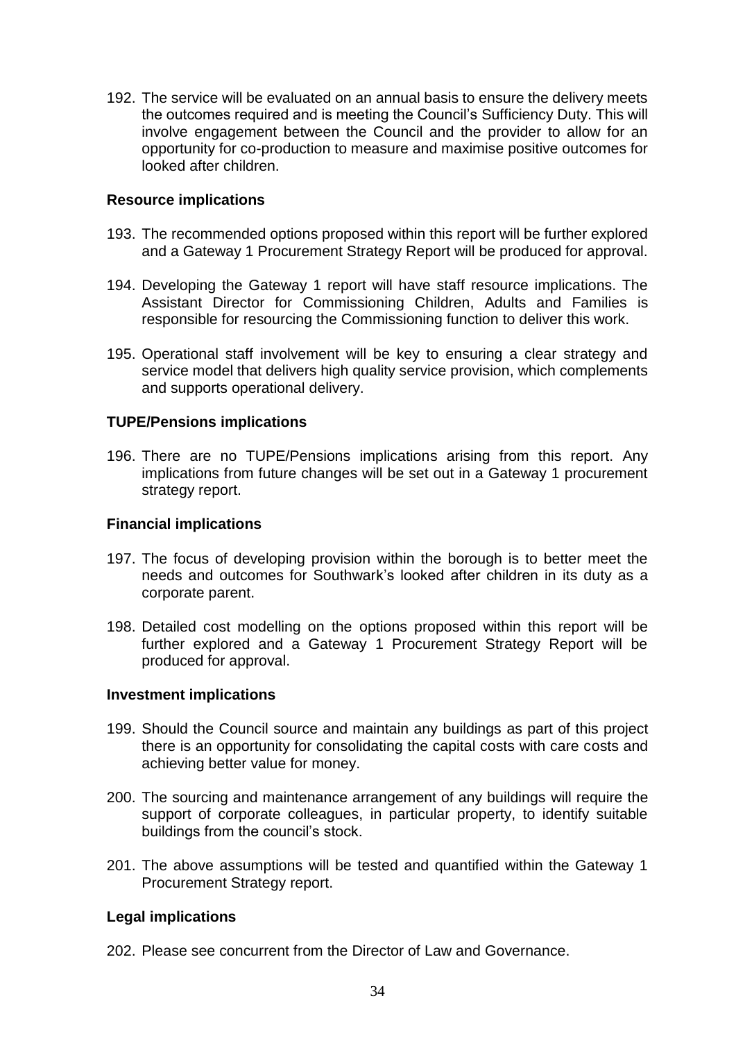192. The service will be evaluated on an annual basis to ensure the delivery meets the outcomes required and is meeting the Council's Sufficiency Duty. This will involve engagement between the Council and the provider to allow for an opportunity for co-production to measure and maximise positive outcomes for looked after children.

**Resource implications**

193. The recommended options proposed within this report will be further explored and a Gateway 1 Procurement Strategy Report will be produced for approval.

194. Developing the Gateway 1 report will have staff resource implications. The Assistant Director for Commissioning Children, Adults and Families is responsible for resourcing the Commissioning function to deliver this work.

195. Operational staff involvement will be key to ensuring a clear strategy and service model that delivers high quality service provision, which complements and supports operational delivery.

**TUPE/Pensions implications**

196. There are no TUPE/Pensions implications arising from this report. Any implications from future changes will be set out in a Gateway 1 procurement strategy report.

**Financial implications**

197. The focus of developing provision within the borough is to better meet the needs and outcomes for Southwark's looked after children in its duty as a corporate parent.

198. Detailed cost modelling on the options proposed within this report will be further explored and a Gateway 1 Procurement Strategy Report will be produced for approval.

**Investment implications**

199. Should the Council source and maintain any buildings as part of this project there is an opportunity for consolidating the capital costs with care costs and achieving better value for money.

200. The sourcing and maintenance arrangement of any buildings will require the support of corporate colleagues, in particular property, to identify suitable buildings from the council's stock.

201. The above assumptions will be tested and quantified within the Gateway 1 Procurement Strategy report.

**Legal implications**

202. Please see concurrent from the Director of Law and Governance.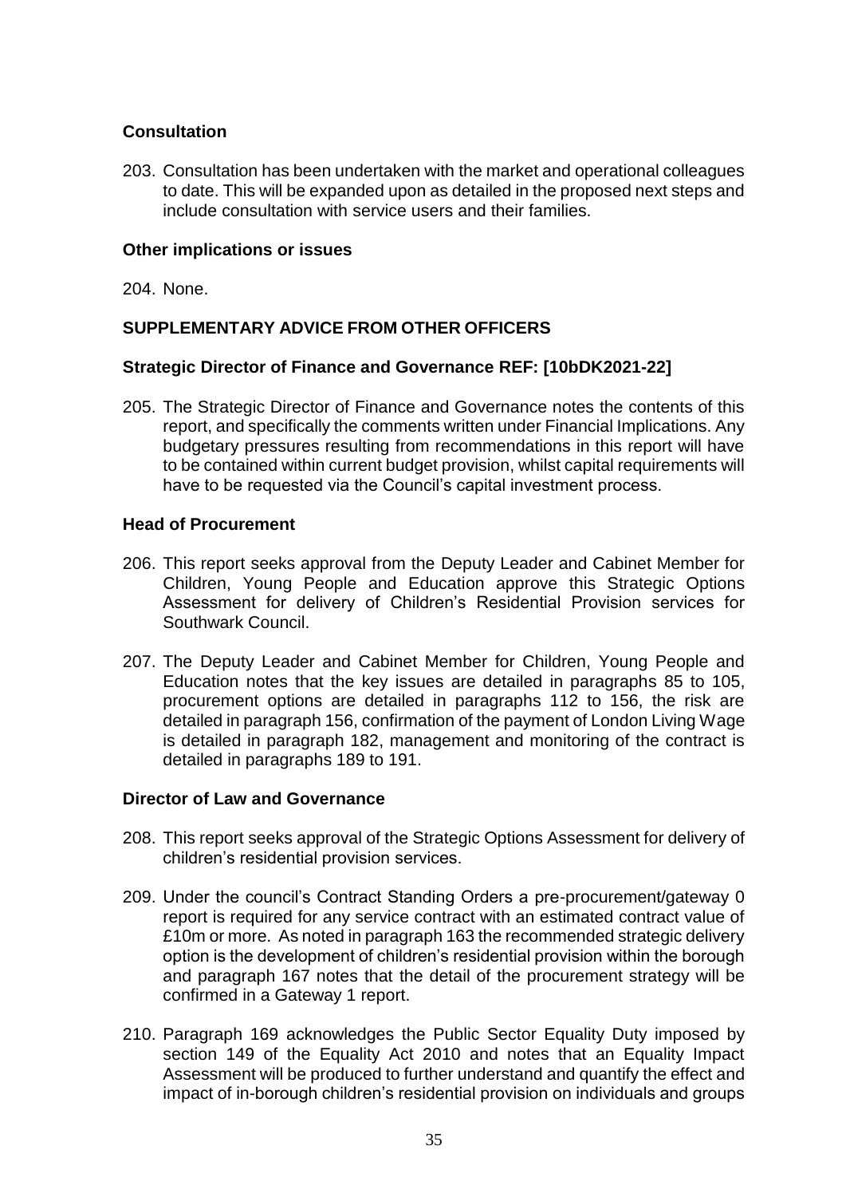### Consultation

203. Consultation has been undertaken with the market and operational colleagues to date. This will be expanded upon as detailed in the proposed next steps and include consultation with service users and their families.

### Other implications or issues

204. None.

## SUPPLEMENTARY ADVICE FROM OTHER OFFICERS

### Strategic Director of Finance and Governance REF: [10bDK2021-22]

205. The Strategic Director of Finance and Governance notes the contents of this report, and specifically the comments written under Financial Implications. Any budgetary pressures resulting from recommendations in this report will have to be contained within current budget provision, whilst capital requirements will have to be requested via the Council's capital investment process.

### Head of Procurement

206. This report seeks approval from the Deputy Leader and Cabinet Member for Children, Young People and Education approve this Strategic Options Assessment for delivery of Children's Residential Provision services for Southwark Council.

207. The Deputy Leader and Cabinet Member for Children, Young People and Education notes that the key issues are detailed in paragraphs 85 to 105, procurement options are detailed in paragraphs 112 to 156, the risk are detailed in paragraph 156, confirmation of the payment of London Living Wage is detailed in paragraph 182, management and monitoring of the contract is detailed in paragraphs 189 to 191.

### Director of Law and Governance

208. This report seeks approval of the Strategic Options Assessment for delivery of children's residential provision services.

209. Under the council's Contract Standing Orders a pre-procurement/gateway 0 report is required for any service contract with an estimated contract value of £10m or more. As noted in paragraph 163 the recommended strategic delivery option is the development of children's residential provision within the borough and paragraph 167 notes that the detail of the procurement strategy will be confirmed in a Gateway 1 report.

210. Paragraph 169 acknowledges the Public Sector Equality Duty imposed by section 149 of the Equality Act 2010 and notes that an Equality Impact Assessment will be produced to further understand and quantify the effect and impact of in-borough children's residential provision on individuals and groups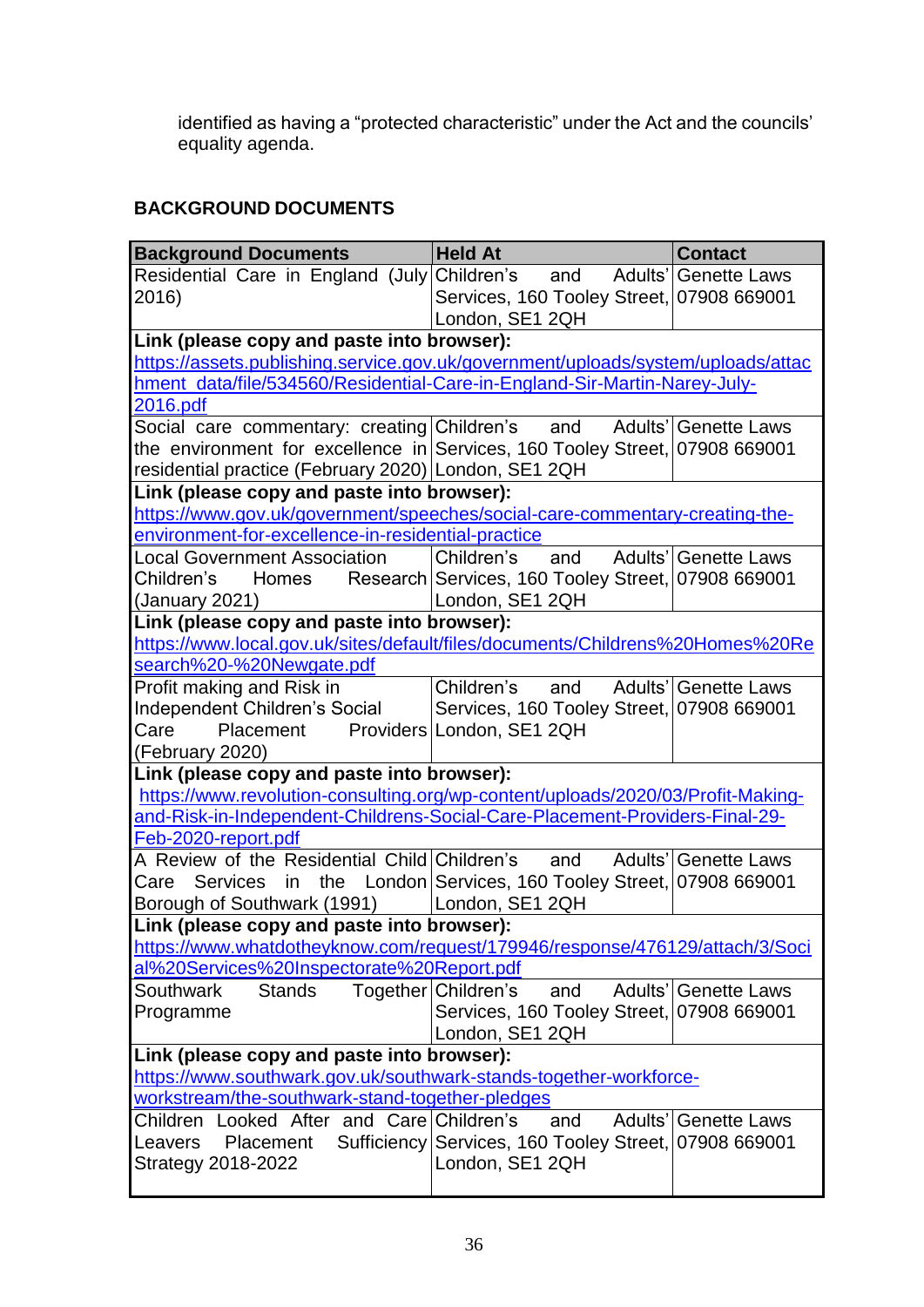identified as having a "protected characteristic" under the Act and the councils' equality agenda.

## BACKGROUND DOCUMENTS

| Background Documents | Held At | Contact |
|---|---|---|
| Residential Care in England (July 2016) | Children's and Adults' Services, 160 Tooley Street, London, SE1 2QH | Genette Laws 07908 669001 |
| **Link (please copy and paste into browser):** https://assets.publishing.service.gov.uk/government/uploads/system/uploads/attachment_data/file/534560/Residential-Care-in-England-Sir-Martin-Narey-July-2016.pdf | | |
| Social care commentary: creating the environment for excellence in residential practice (February 2020) | Children's and Adults' Services, 160 Tooley Street, London, SE1 2QH | Genette Laws 07908 669001 |
| **Link (please copy and paste into browser):** https://www.gov.uk/government/speeches/social-care-commentary-creating-the-environment-for-excellence-in-residential-practice | | |
| Local Government Association Children's Homes Research (January 2021) | Children's and Adults' Services, 160 Tooley Street, London, SE1 2QH | Genette Laws 07908 669001 |
| **Link (please copy and paste into browser):** https://www.local.gov.uk/sites/default/files/documents/Childrens%20Homes%20Research%20-%20Newgate.pdf | | |
| Profit making and Risk in Independent Children's Social Care Placement Providers (February 2020) | Children's and Adults' Services, 160 Tooley Street, London, SE1 2QH | Genette Laws 07908 669001 |
| **Link (please copy and paste into browser):** https://www.revolution-consulting.org/wp-content/uploads/2020/03/Profit-Making-and-Risk-in-Independent-Childrens-Social-Care-Placement-Providers-Final-29-Feb-2020-report.pdf | | |
| A Review of the Residential Child Care Services in the London Borough of Southwark (1991) | Children's and Adults' Services, 160 Tooley Street, London, SE1 2QH | Genette Laws 07908 669001 |
| **Link (please copy and paste into browser):** https://www.whatdotheyknow.com/request/179946/response/476129/attach/3/Social%20Services%20Inspectorate%20Report.pdf | | |
| Southwark Stands Together Programme | Children's and Adults' Services, 160 Tooley Street, London, SE1 2QH | Genette Laws 07908 669001 |
| **Link (please copy and paste into browser):** https://www.southwark.gov.uk/southwark-stands-together-workforce-workstream/the-southwark-stand-together-pledges | | |
| Children Looked After and Care Leavers Placement Sufficiency Strategy 2018-2022 | Children's and Adults' Services, 160 Tooley Street, London, SE1 2QH | Genette Laws 07908 669001 |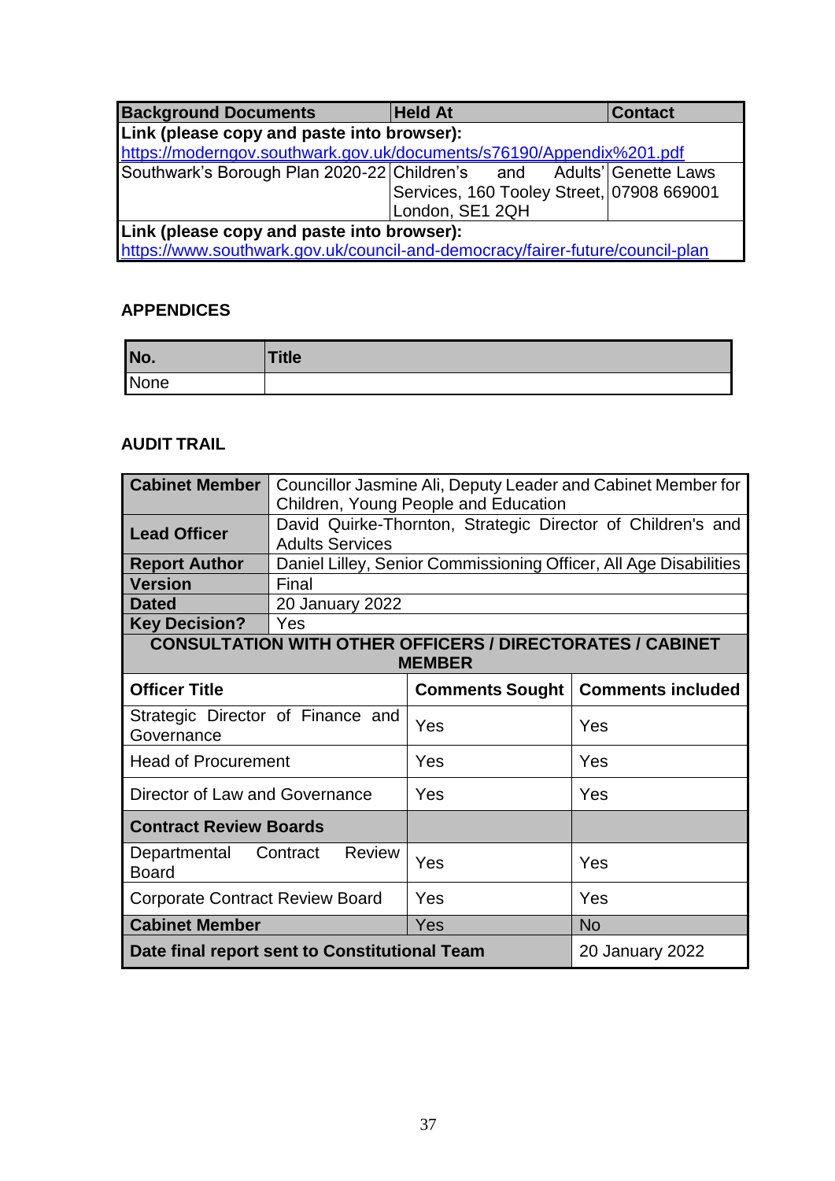| Background Documents | Held At | Contact |
|---|---|---|
| **Link (please copy and paste into browser):** https://moderngov.southwark.gov.uk/documents/s76190/Appendix%201.pdf | | |
| Southwark's Borough Plan 2020-22 | Children's and Adults' Services, 160 Tooley Street, London, SE1 2QH | Genette Laws 07908 669001 |
| **Link (please copy and paste into browser):** https://www.southwark.gov.uk/council-and-democracy/fairer-future/council-plan | | |

**APPENDICES**

| No. | Title |
|---|---|
| None | |

**AUDIT TRAIL**

| | | | |
|---|---|---|---|
| **Cabinet Member** | Councillor Jasmine Ali, Deputy Leader and Cabinet Member for Children, Young People and Education | | |
| **Lead Officer** | David Quirke-Thornton, Strategic Director of Children's and Adults Services | | |
| **Report Author** | Daniel Lilley, Senior Commissioning Officer, All Age Disabilities | | |
| **Version** | Final | | |
| **Dated** | 20 January 2022 | | |
| **Key Decision?** | Yes | | |
| **CONSULTATION WITH OTHER OFFICERS / DIRECTORATES / CABINET MEMBER** | | | |
| **Officer Title** | | **Comments Sought** | **Comments included** |
| Strategic Director of Finance and Governance | | Yes | Yes |
| Head of Procurement | | Yes | Yes |
| Director of Law and Governance | | Yes | Yes |
| **Contract Review Boards** | | | |
| Departmental Contract Review Board | | Yes | Yes |
| Corporate Contract Review Board | | Yes | Yes |
| **Cabinet Member** | | Yes | No |
| **Date final report sent to Constitutional Team** | | | 20 January 2022 |